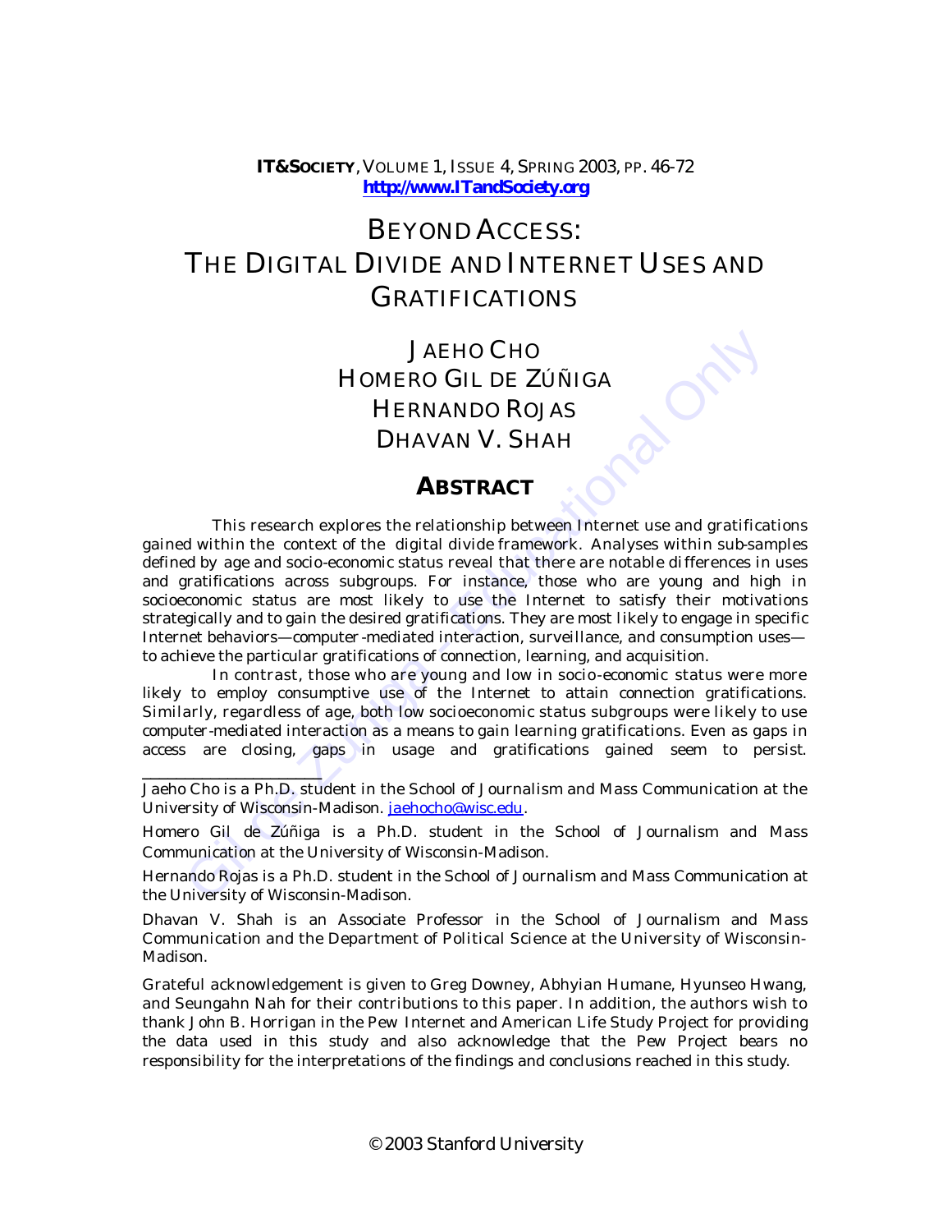# BEYOND ACCESS: THE DIGITAL DIVIDE AND INTERNET USES AND GRATIFICATIONS

JAEHO CHO
HOMERO GIL DE ZÚÑIGA
HERNANDO ROJAS
DHAVAN V. SHAH

## ABSTRACT

This research explores the relationship between Internet use and gratifications gained within the context of the digital divide framework. Analyses within sub-samples defined by age and socio-economic status reveal that there are notable differences in uses and gratifications across subgroups. For instance, those who are young and high in socioeconomic status are most likely to use the Internet to satisfy their motivations strategically and to gain the desired gratifications. They are most likely to engage in specific Internet behaviors—computer-mediated interaction, surveillance, and consumption uses—to achieve the particular gratifications of connection, learning, and acquisition.

In contrast, those who are young and low in socio-economic status were more likely to employ consumptive use of the Internet to attain connection gratifications. Similarly, regardless of age, both low socioeconomic status subgroups were likely to use computer-mediated interaction as a means to gain learning gratifications. Even as gaps in access are closing, gaps in usage and gratifications gained seem to persist.

---

Jaeho Cho is a Ph.D. student in the School of Journalism and Mass Communication at the University of Wisconsin-Madison. jaehocho@wisc.edu.

Homero Gil de Zúñiga is a Ph.D. student in the School of Journalism and Mass Communication at the University of Wisconsin-Madison.

Hernando Rojas is a Ph.D. student in the School of Journalism and Mass Communication at the University of Wisconsin-Madison.

Dhavan V. Shah is an Associate Professor in the School of Journalism and Mass Communication and the Department of Political Science at the University of Wisconsin-Madison.

Grateful acknowledgement is given to Greg Downey, Abhyian Humane, Hyunseo Hwang, and Seungahn Nah for their contributions to this paper. In addition, the authors wish to thank John B. Horrigan in the Pew Internet and American Life Study Project for providing the data used in this study and also acknowledge that the Pew Project bears no responsibility for the interpretations of the findings and conclusions reached in this study.

© 2003 Stanford University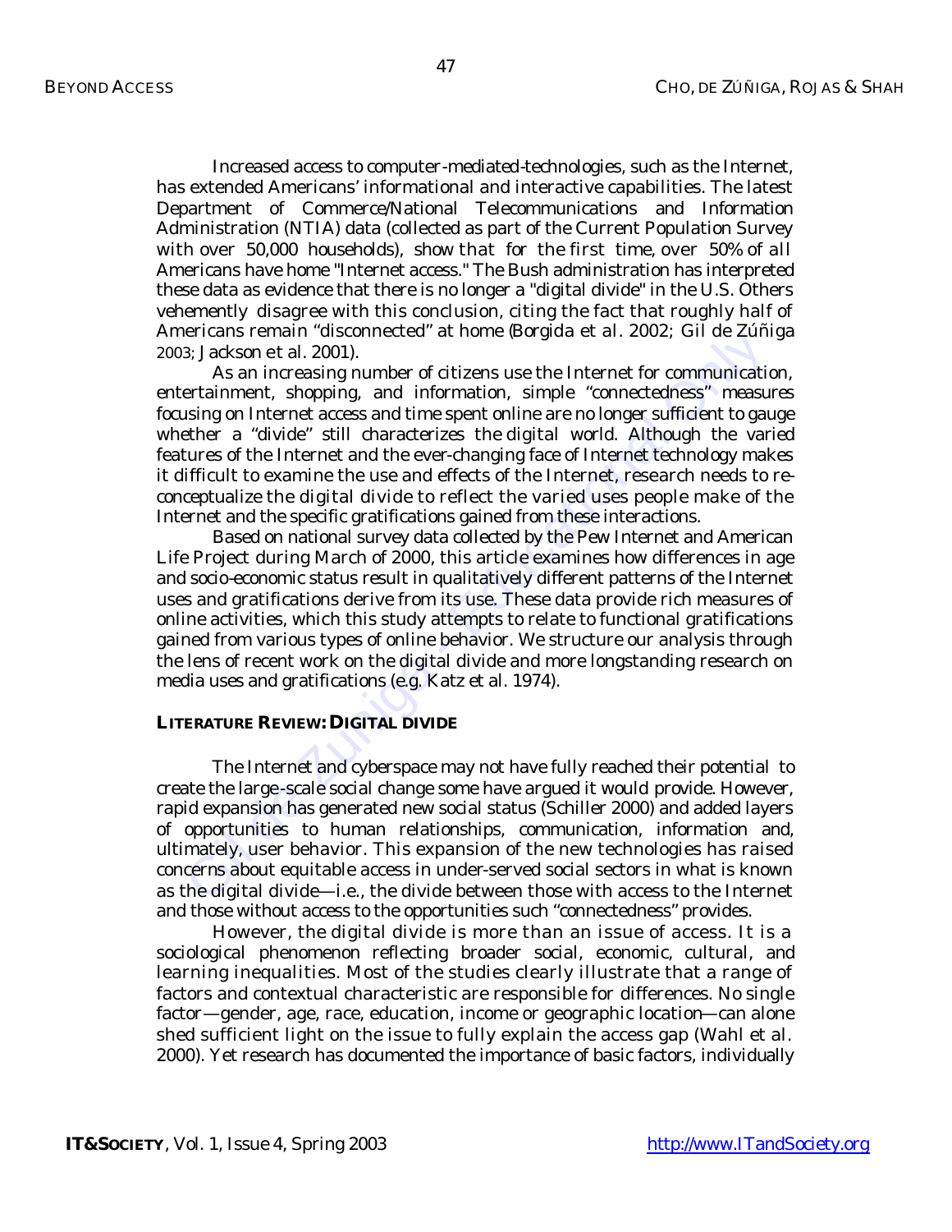Increased access to computer-mediated-technologies, such as the Internet, has extended Americans' informational and interactive capabilities. The latest Department of Commerce/National Telecommunications and Information Administration (NTIA) data (collected as part of the Current Population Survey with over 50,000 households), show that for the first time, over 50% of all Americans have home "Internet access." The Bush administration has interpreted these data as evidence that there is no longer a "digital divide" in the U.S. Others vehemently disagree with this conclusion, citing the fact that roughly half of Americans remain "disconnected" at home (Borgida et al. 2002; Gil de Zúñiga 2003; Jackson et al. 2001).

As an increasing number of citizens use the Internet for communication, entertainment, shopping, and information, simple "connectedness" measures focusing on Internet access and time spent online are no longer sufficient to gauge whether a "divide" still characterizes the digital world. Although the varied features of the Internet and the ever-changing face of Internet technology makes it difficult to examine the use and effects of the Internet, research needs to re-conceptualize the digital divide to reflect the varied uses people make of the Internet and the specific gratifications gained from these interactions.

Based on national survey data collected by the Pew Internet and American Life Project during March of 2000, this article examines how differences in age and socio-economic status result in qualitatively different patterns of the Internet uses and gratifications derive from its use. These data provide rich measures of online activities, which this study attempts to relate to functional gratifications gained from various types of online behavior. We structure our analysis through the lens of recent work on the digital divide and more longstanding research on media uses and gratifications (e.g. Katz et al. 1974).

## LITERATURE REVIEW: DIGITAL DIVIDE

The Internet and cyberspace may not have fully reached their potential to create the large-scale social change some have argued it would provide. However, rapid expansion has generated new social status (Schiller 2000) and added layers of opportunities to human relationships, communication, information and, ultimately, user behavior. This expansion of the new technologies has raised concerns about equitable access in under-served social sectors in what is known as the digital divide—i.e., the divide between those with access to the Internet and those without access to the opportunities such "connectedness" provides.

However, the digital divide is more than an issue of access. It is a sociological phenomenon reflecting broader social, economic, cultural, and learning inequalities. Most of the studies clearly illustrate that a range of factors and contextual characteristic are responsible for differences. No single factor—gender, age, race, education, income or geographic location—can alone shed sufficient light on the issue to fully explain the access gap (Wahl et al. 2000). Yet research has documented the importance of basic factors, individually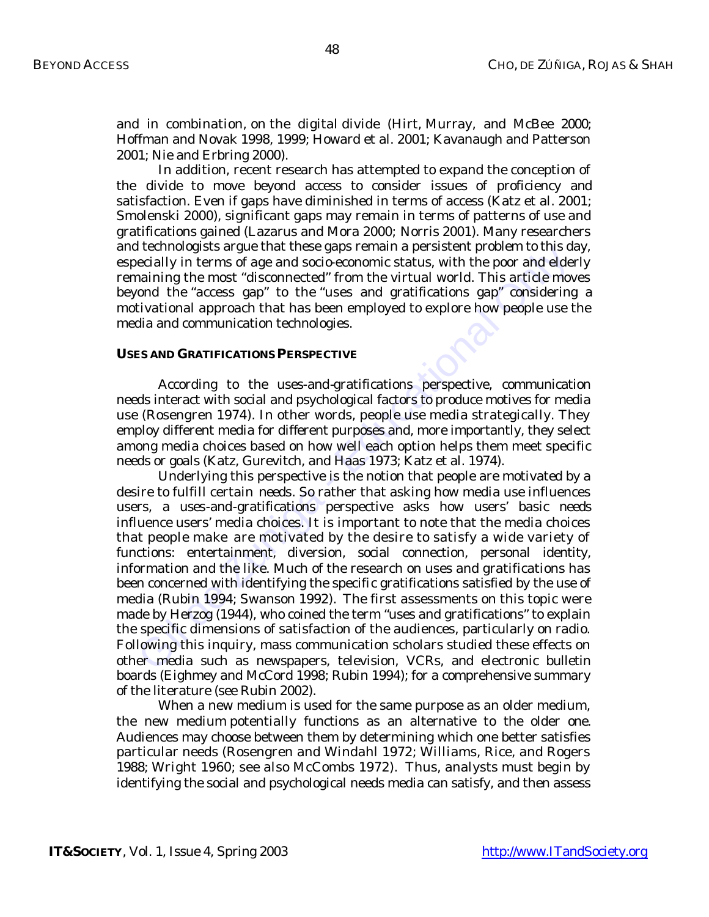and in combination, on the digital divide (Hirt, Murray, and McBee 2000; Hoffman and Novak 1998, 1999; Howard et al. 2001; Kavanaugh and Patterson 2001; Nie and Erbring 2000).

In addition, recent research has attempted to expand the conception of the divide to move beyond access to consider issues of proficiency and satisfaction. Even if gaps have diminished in terms of access (Katz et al. 2001; Smolenski 2000), significant gaps may remain in terms of patterns of use and gratifications gained (Lazarus and Mora 2000; Norris 2001). Many researchers and technologists argue that these gaps remain a persistent problem to this day, especially in terms of age and socio-economic status, with the poor and elderly remaining the most "disconnected" from the virtual world. This article moves beyond the "access gap" to the "uses and gratifications gap" considering a motivational approach that has been employed to explore how people use the media and communication technologies.

## USES AND GRATIFICATIONS PERSPECTIVE

According to the uses-and-gratifications perspective, communication needs interact with social and psychological factors to produce motives for media use (Rosengren 1974). In other words, people use media strategically. They employ different media for different purposes and, more importantly, they select among media choices based on how well each option helps them meet specific needs or goals (Katz, Gurevitch, and Haas 1973; Katz et al. 1974).

Underlying this perspective is the notion that people are motivated by a desire to fulfill certain needs. So rather that asking how media use influences users, a uses-and-gratifications perspective asks how users' basic needs influence users' media choices. It is important to note that the media choices that people make are motivated by the desire to satisfy a wide variety of functions: entertainment, diversion, social connection, personal identity, information and the like. Much of the research on uses and gratifications has been concerned with identifying the specific gratifications satisfied by the use of media (Rubin 1994; Swanson 1992). The first assessments on this topic were made by Herzog (1944), who coined the term "uses and gratifications" to explain the specific dimensions of satisfaction of the audiences, particularly on radio. Following this inquiry, mass communication scholars studied these effects on other media such as newspapers, television, VCRs, and electronic bulletin boards (Eighmey and McCord 1998; Rubin 1994); for a comprehensive summary of the literature (see Rubin 2002).

When a new medium is used for the same purpose as an older medium, the new medium potentially functions as an alternative to the older one. Audiences may choose between them by determining which one better satisfies particular needs (Rosengren and Windahl 1972; Williams, Rice, and Rogers 1988; Wright 1960; see also McCombs 1972). Thus, analysts must begin by identifying the social and psychological needs media can satisfy, and then assess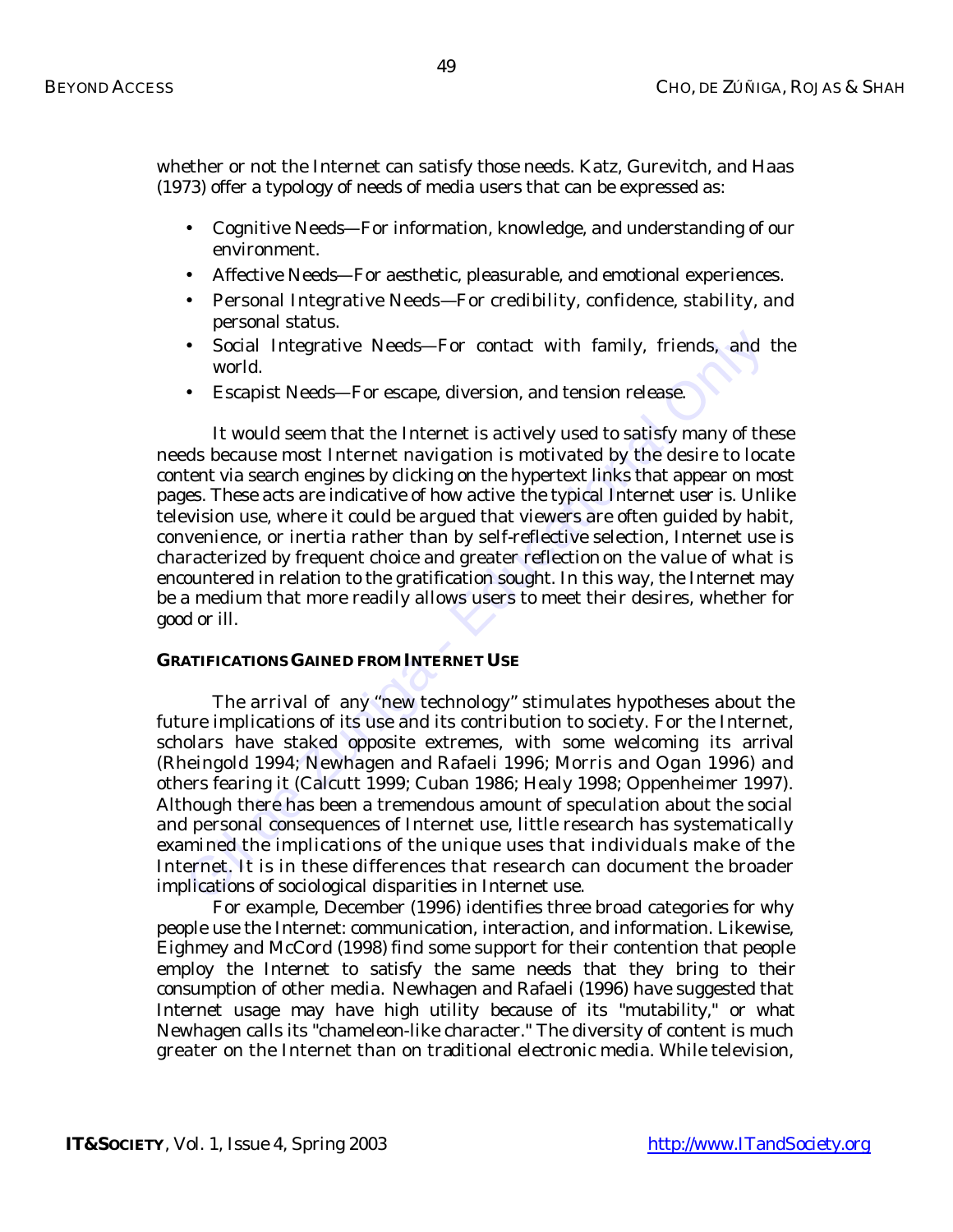whether or not the Internet can satisfy those needs. Katz, Gurevitch, and Haas (1973) offer a typology of needs of media users that can be expressed as:

- Cognitive Needs—For information, knowledge, and understanding of our environment.
- Affective Needs—For aesthetic, pleasurable, and emotional experiences.
- Personal Integrative Needs—For credibility, confidence, stability, and personal status.
- Social Integrative Needs—For contact with family, friends, and the world.
- Escapist Needs—For escape, diversion, and tension release.

It would seem that the Internet is actively used to satisfy many of these needs because most Internet navigation is motivated by the desire to locate content via search engines by clicking on the hypertext links that appear on most pages. These acts are indicative of how active the typical Internet user is. Unlike television use, where it could be argued that viewers are often guided by habit, convenience, or inertia rather than by self-reflective selection, Internet use is characterized by frequent choice and greater reflection on the value of what is encountered in relation to the gratification sought. In this way, the Internet may be a medium that more readily allows users to meet their desires, whether for good or ill.

## GRATIFICATIONS GAINED FROM INTERNET USE

The arrival of any "new technology" stimulates hypotheses about the future implications of its use and its contribution to society. For the Internet, scholars have staked opposite extremes, with some welcoming its arrival (Rheingold 1994; Newhagen and Rafaeli 1996; Morris and Ogan 1996) and others fearing it (Calcutt 1999; Cuban 1986; Healy 1998; Oppenheimer 1997). Although there has been a tremendous amount of speculation about the social and personal consequences of Internet use, little research has systematically examined the implications of the unique uses that individuals make of the Internet. It is in these differences that research can document the broader implications of sociological disparities in Internet use.

For example, December (1996) identifies three broad categories for why people use the Internet: communication, interaction, and information. Likewise, Eighmey and McCord (1998) find some support for their contention that people employ the Internet to satisfy the same needs that they bring to their consumption of other media. Newhagen and Rafaeli (1996) have suggested that Internet usage may have high utility because of its "mutability," or what Newhagen calls its "chameleon-like character." The diversity of content is much greater on the Internet than on traditional electronic media. While television,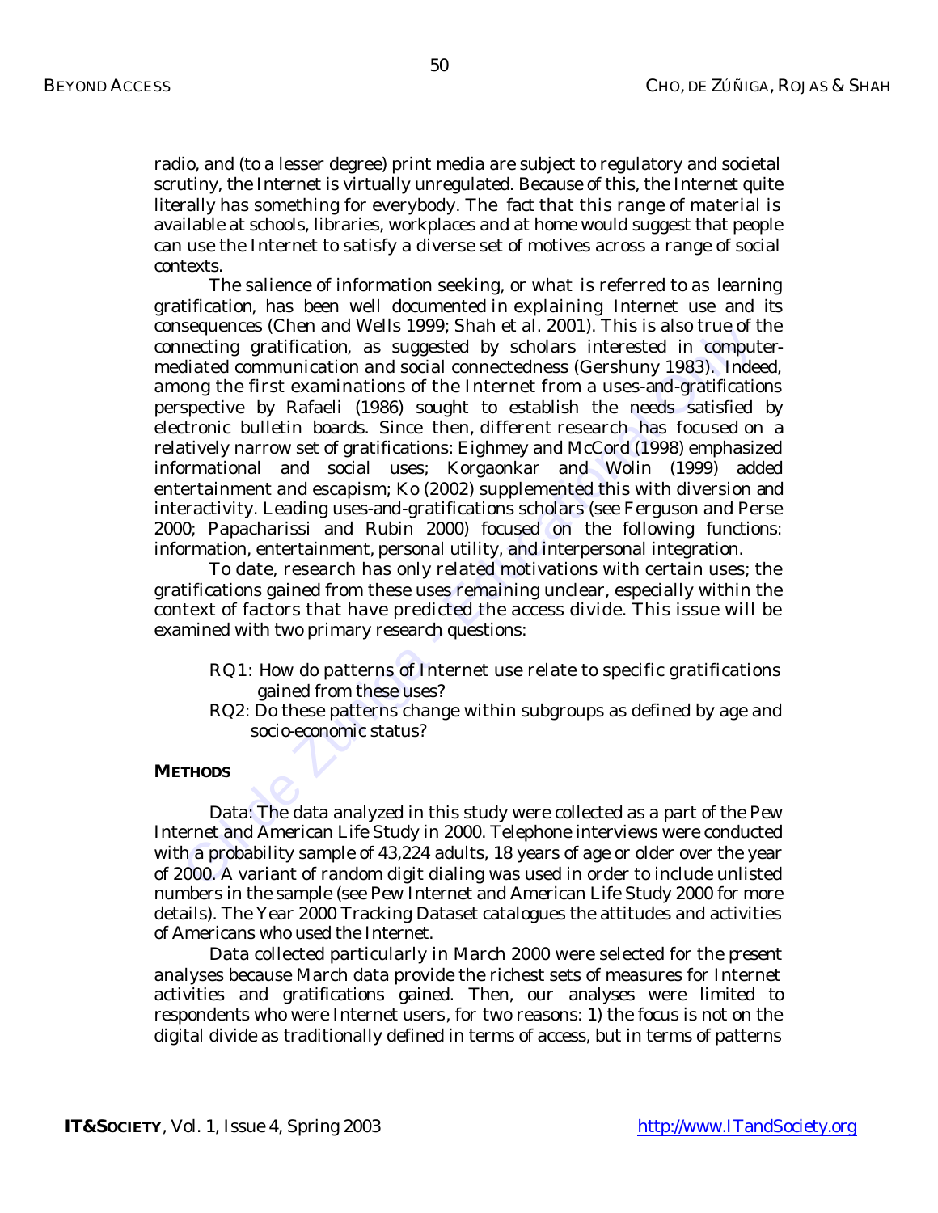radio, and (to a lesser degree) print media are subject to regulatory and societal scrutiny, the Internet is virtually unregulated. Because of this, the Internet quite literally has something for everybody. The fact that this range of material is available at schools, libraries, workplaces and at home would suggest that people can use the Internet to satisfy a diverse set of motives across a range of social contexts.

The salience of information seeking, or what is referred to as learning gratification, has been well documented in explaining Internet use and its consequences (Chen and Wells 1999; Shah et al. 2001). This is also true of the connecting gratification, as suggested by scholars interested in computer-mediated communication and social connectedness (Gershuny 1983). Indeed, among the first examinations of the Internet from a uses-and-gratifications perspective by Rafaeli (1986) sought to establish the needs satisfied by electronic bulletin boards. Since then, different research has focused on a relatively narrow set of gratifications: Eighmey and McCord (1998) emphasized informational and social uses; Korgaonkar and Wolin (1999) added entertainment and escapism; Ko (2002) supplemented this with diversion and interactivity. Leading uses-and-gratifications scholars (see Ferguson and Perse 2000; Papacharissi and Rubin 2000) focused on the following functions: information, entertainment, personal utility, and interpersonal integration.

To date, research has only related motivations with certain uses; the gratifications gained from these uses remaining unclear, especially within the context of factors that have predicted the access divide. This issue will be examined with two primary research questions:

RQ1: How do patterns of Internet use relate to specific gratifications gained from these uses?

RQ2: Do these patterns change within subgroups as defined by age and socio-economic status?

## METHODS

Data: The data analyzed in this study were collected as a part of the Pew Internet and American Life Study in 2000. Telephone interviews were conducted with a probability sample of 43,224 adults, 18 years of age or older over the year of 2000. A variant of random digit dialing was used in order to include unlisted numbers in the sample (see Pew Internet and American Life Study 2000 for more details). The Year 2000 Tracking Dataset catalogues the attitudes and activities of Americans who used the Internet.

Data collected particularly in March 2000 were selected for the present analyses because March data provide the richest sets of measures for Internet activities and gratifications gained. Then, our analyses were limited to respondents who were Internet users, for two reasons: 1) the focus is not on the digital divide as traditionally defined in terms of access, but in terms of patterns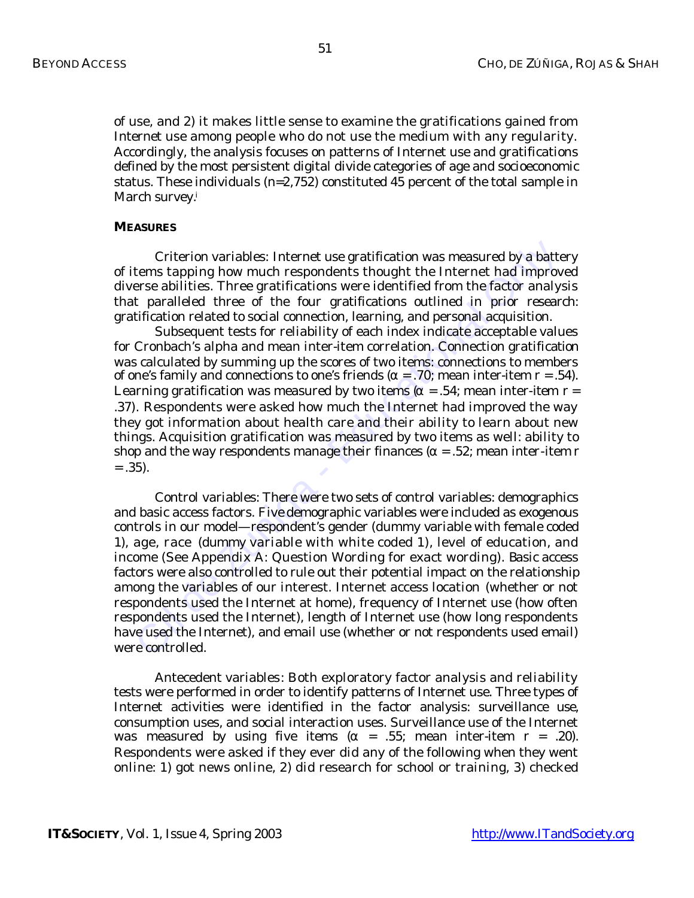of use, and 2) it makes little sense to examine the gratifications gained from Internet use among people who do not use the medium with any regularity. Accordingly, the analysis focuses on patterns of Internet use and gratifications defined by the most persistent digital divide categories of age and socioeconomic status. These individuals (n=2,752) constituted 45 percent of the total sample in March survey.[i]

**MEASURES**

Criterion variables: Internet use gratification was measured by a battery of items tapping how much respondents thought the Internet had improved diverse abilities. Three gratifications were identified from the factor analysis that paralleled three of the four gratifications outlined in prior research: gratification related to social connection, learning, and personal acquisition.

Subsequent tests for reliability of each index indicate acceptable values for Cronbach's alpha and mean inter-item correlation. Connection gratification was calculated by summing up the scores of two items: connections to members of one's family and connections to one's friends ($\alpha$ = .70; mean inter-item r = .54). Learning gratification was measured by two items ($\alpha$ = .54; mean inter-item r = .37). Respondents were asked how much the Internet had improved the way they got information about health care and their ability to learn about new things. Acquisition gratification was measured by two items as well: ability to shop and the way respondents manage their finances ($\alpha$ = .52; mean inter-item r = .35).

Control variables: There were two sets of control variables: demographics and basic access factors. Five demographic variables were included as exogenous controls in our model—respondent's gender (dummy variable with female coded 1), age, race (dummy variable with white coded 1), level of education, and income (See Appendix A: Question Wording for exact wording). Basic access factors were also controlled to rule out their potential impact on the relationship among the variables of our interest. Internet access location (whether or not respondents used the Internet at home), frequency of Internet use (how often respondents used the Internet), length of Internet use (how long respondents have used the Internet), and email use (whether or not respondents used email) were controlled.

Antecedent variables: Both exploratory factor analysis and reliability tests were performed in order to identify patterns of Internet use. Three types of Internet activities were identified in the factor analysis: surveillance use, consumption uses, and social interaction uses. Surveillance use of the Internet was measured by using five items ($\alpha$ = .55; mean inter-item r = .20). Respondents were asked if they ever did any of the following when they went online: 1) got news online, 2) did research for school or training, 3) checked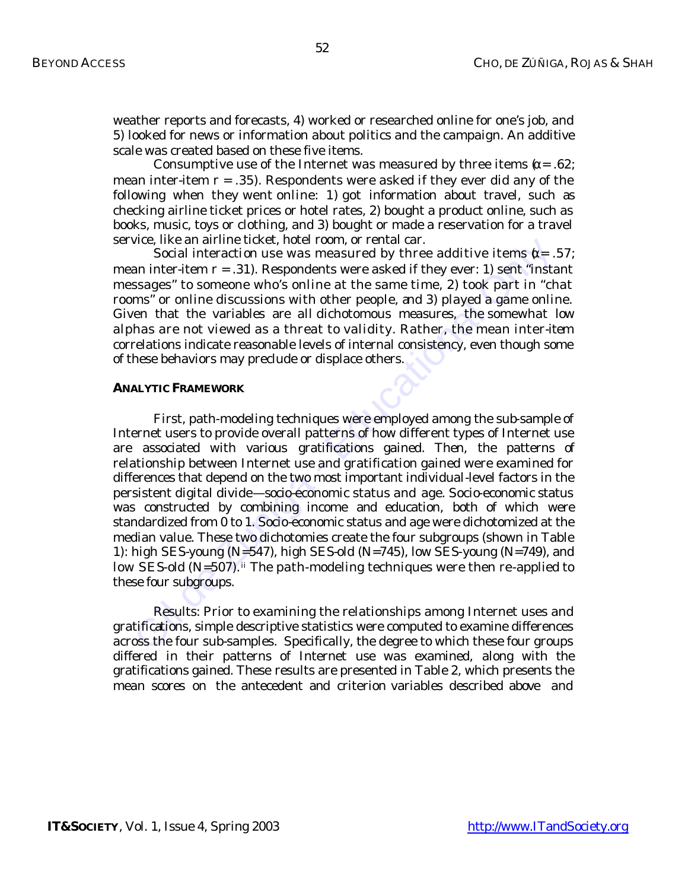weather reports and forecasts, 4) worked or researched online for one's job, and 5) looked for news or information about politics and the campaign. An additive scale was created based on these five items.

Consumptive use of the Internet was measured by three items ($\alpha = .62$; mean inter-item $r = .35$). Respondents were asked if they ever did any of the following when they went online: 1) got information about travel, such as checking airline ticket prices or hotel rates, 2) bought a product online, such as books, music, toys or clothing, and 3) bought or made a reservation for a travel service, like an airline ticket, hotel room, or rental car.

Social interaction use was measured by three additive items ($\alpha = .57$; mean inter-item $r = .31$). Respondents were asked if they ever: 1) sent "instant messages" to someone who's online at the same time, 2) took part in "chat rooms" or online discussions with other people, and 3) played a game online. Given that the variables are all dichotomous measures, the somewhat low alphas are not viewed as a threat to validity. Rather, the mean inter-item correlations indicate reasonable levels of internal consistency, even though some of these behaviors may preclude or displace others.

### ANALYTIC FRAMEWORK

First, path-modeling techniques were employed among the sub-sample of Internet users to provide overall patterns of how different types of Internet use are associated with various gratifications gained. Then, the patterns of relationship between Internet use and gratification gained were examined for differences that depend on the two most important individual-level factors in the persistent digital divide—socio-economic status and age. Socio-economic status was constructed by combining income and education, both of which were standardized from 0 to 1. Socio-economic status and age were dichotomized at the median value. These two dichotomies create the four subgroups (shown in Table 1): high SES-young (N=547), high SES-old (N=745), low SES-young (N=749), and low SES-old (N=507).[ii] The path-modeling techniques were then re-applied to these four subgroups.

Results: Prior to examining the relationships among Internet uses and gratifications, simple descriptive statistics were computed to examine differences across the four sub-samples. Specifically, the degree to which these four groups differed in their patterns of Internet use was examined, along with the gratifications gained. These results are presented in Table 2, which presents the mean scores on the antecedent and criterion variables described above and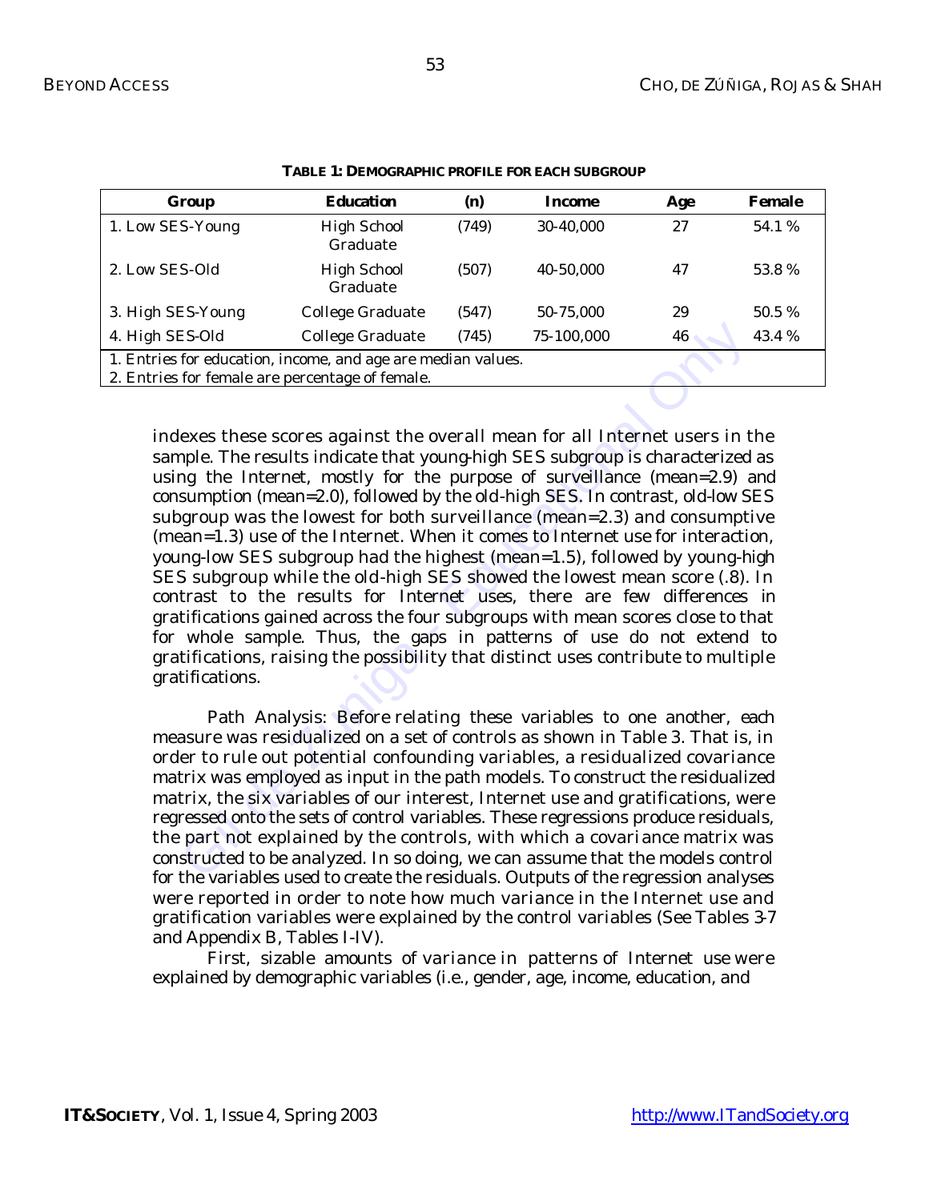**TABLE 1: DEMOGRAPHIC PROFILE FOR EACH SUBGROUP**

| Group | Education | (n) | Income | Age | Female |
|---|---|---|---|---|---|
| 1. Low SES-Young | High School Graduate | (749) | 30-40,000 | 27 | 54.1 % |
| 2. Low SES-Old | High School Graduate | (507) | 40-50,000 | 47 | 53.8 % |
| 3. High SES-Young | College Graduate | (547) | 50-75,000 | 29 | 50.5 % |
| 4. High SES-Old | College Graduate | (745) | 75-100,000 | 46 | 43.4 % |

1. Entries for education, income, and age are median values.
2. Entries for female are percentage of female.

indexes these scores against the overall mean for all Internet users in the sample. The results indicate that young-high SES subgroup is characterized as using the Internet, mostly for the purpose of surveillance (mean=2.9) and consumption (mean=2.0), followed by the old-high SES. In contrast, old-low SES subgroup was the lowest for both surveillance (mean=2.3) and consumptive (mean=1.3) use of the Internet. When it comes to Internet use for interaction, young-low SES subgroup had the highest (mean=1.5), followed by young-high SES subgroup while the old-high SES showed the lowest mean score (.8). In contrast to the results for Internet uses, there are few differences in gratifications gained across the four subgroups with mean scores close to that for whole sample. Thus, the gaps in patterns of use do not extend to gratifications, raising the possibility that distinct uses contribute to multiple gratifications.

Path Analysis: Before relating these variables to one another, each measure was residualized on a set of controls as shown in Table 3. That is, in order to rule out potential confounding variables, a residualized covariance matrix was employed as input in the path models. To construct the residualized matrix, the six variables of our interest, Internet use and gratifications, were regressed onto the sets of control variables. These regressions produce residuals, the part not explained by the controls, with which a covariance matrix was constructed to be analyzed. In so doing, we can assume that the models control for the variables used to create the residuals. Outputs of the regression analyses were reported in order to note how much variance in the Internet use and gratification variables were explained by the control variables (See Tables 3-7 and Appendix B, Tables I-IV).

First, sizable amounts of variance in patterns of Internet use were explained by demographic variables (i.e., gender, age, income, education, and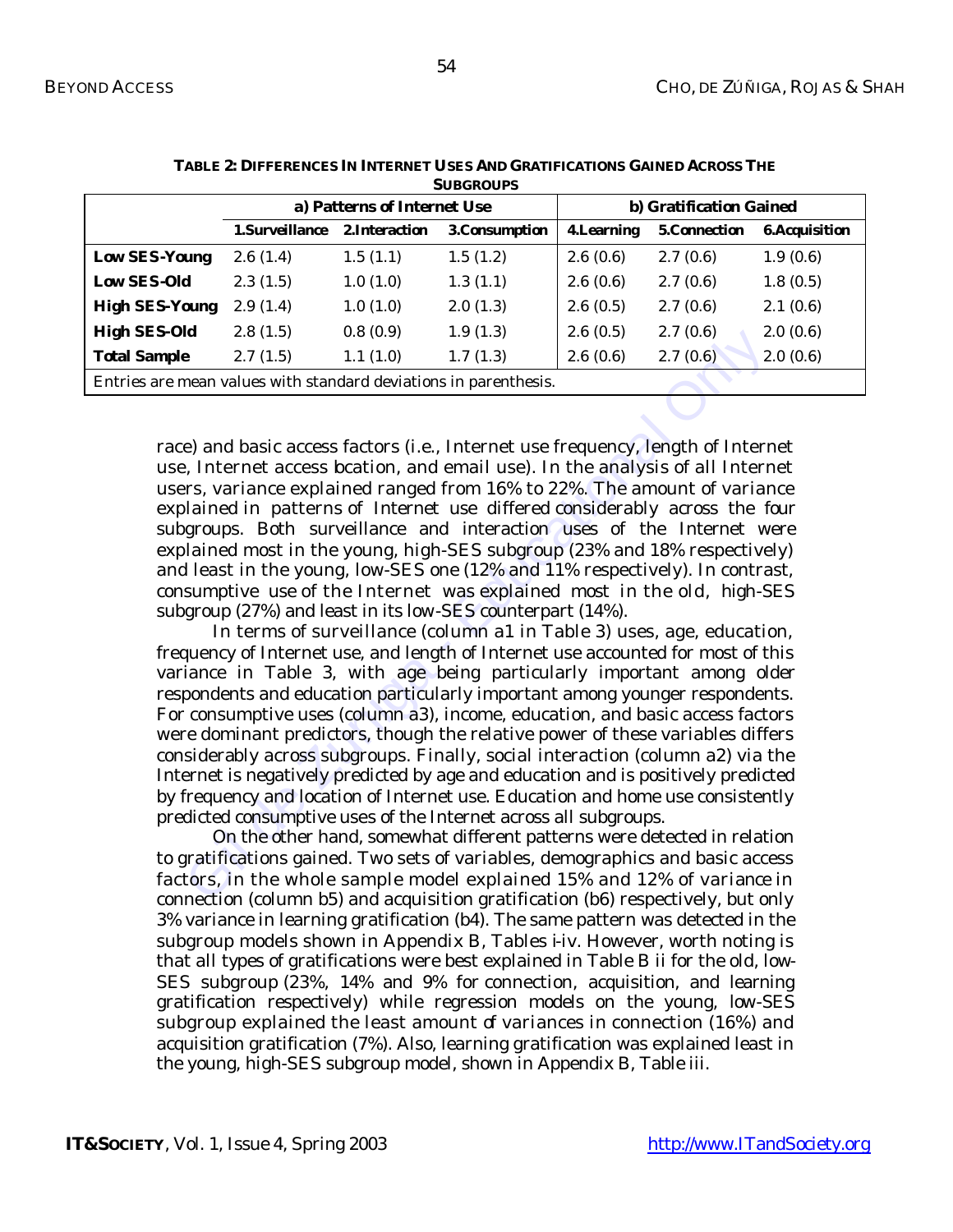**TABLE 2: DIFFERENCES IN INTERNET USES AND GRATIFICATIONS GAINED ACROSS THE SUBGROUPS**

| | a) Patterns of Internet Use | | | b) Gratification Gained | | |
|---|---|---|---|---|---|---|
| | 1.Surveillance | 2.Interaction | 3.Consumption | 4.Learning | 5.Connection | 6.Acquisition |
| **Low SES-Young** | 2.6 (1.4) | 1.5 (1.1) | 1.5 (1.2) | 2.6 (0.6) | 2.7 (0.6) | 1.9 (0.6) |
| **Low SES-Old** | 2.3 (1.5) | 1.0 (1.0) | 1.3 (1.1) | 2.6 (0.6) | 2.7 (0.6) | 1.8 (0.5) |
| **High SES-Young** | 2.9 (1.4) | 1.0 (1.0) | 2.0 (1.3) | 2.6 (0.5) | 2.7 (0.6) | 2.1 (0.6) |
| **High SES-Old** | 2.8 (1.5) | 0.8 (0.9) | 1.9 (1.3) | 2.6 (0.5) | 2.7 (0.6) | 2.0 (0.6) |
| **Total Sample** | 2.7 (1.5) | 1.1 (1.0) | 1.7 (1.3) | 2.6 (0.6) | 2.7 (0.6) | 2.0 (0.6) |

Entries are mean values with standard deviations in parenthesis.

race) and basic access factors (i.e., Internet use frequency, length of Internet use, Internet access location, and email use). In the analysis of all Internet users, variance explained ranged from 16% to 22%. The amount of variance explained in patterns of Internet use differed considerably across the four subgroups. Both surveillance and interaction uses of the Internet were explained most in the young, high-SES subgroup (23% and 18% respectively) and least in the young, low-SES one (12% and 11% respectively). In contrast, consumptive use of the Internet was explained most in the old, high-SES subgroup (27%) and least in its low-SES counterpart (14%).

In terms of surveillance (column a1 in Table 3) uses, age, education, frequency of Internet use, and length of Internet use accounted for most of this variance in Table 3, with age being particularly important among older respondents and education particularly important among younger respondents. For consumptive uses (column a3), income, education, and basic access factors were dominant predictors, though the relative power of these variables differs considerably across subgroups. Finally, social interaction (column a2) via the Internet is negatively predicted by age and education and is positively predicted by frequency and location of Internet use. Education and home use consistently predicted consumptive uses of the Internet across all subgroups.

On the other hand, somewhat different patterns were detected in relation to gratifications gained. Two sets of variables, demographics and basic access factors, in the whole sample model explained 15% and 12% of variance in connection (column b5) and acquisition gratification (b6) respectively, but only 3% variance in learning gratification (b4). The same pattern was detected in the subgroup models shown in Appendix B, Tables i-iv. However, worth noting is that all types of gratifications were best explained in Table B ii for the old, low-SES subgroup (23%, 14% and 9% for connection, acquisition, and learning gratification respectively) while regression models on the young, low-SES subgroup explained the least amount of variances in connection (16%) and acquisition gratification (7%). Also, learning gratification was explained least in the young, high-SES subgroup model, shown in Appendix B, Table iii.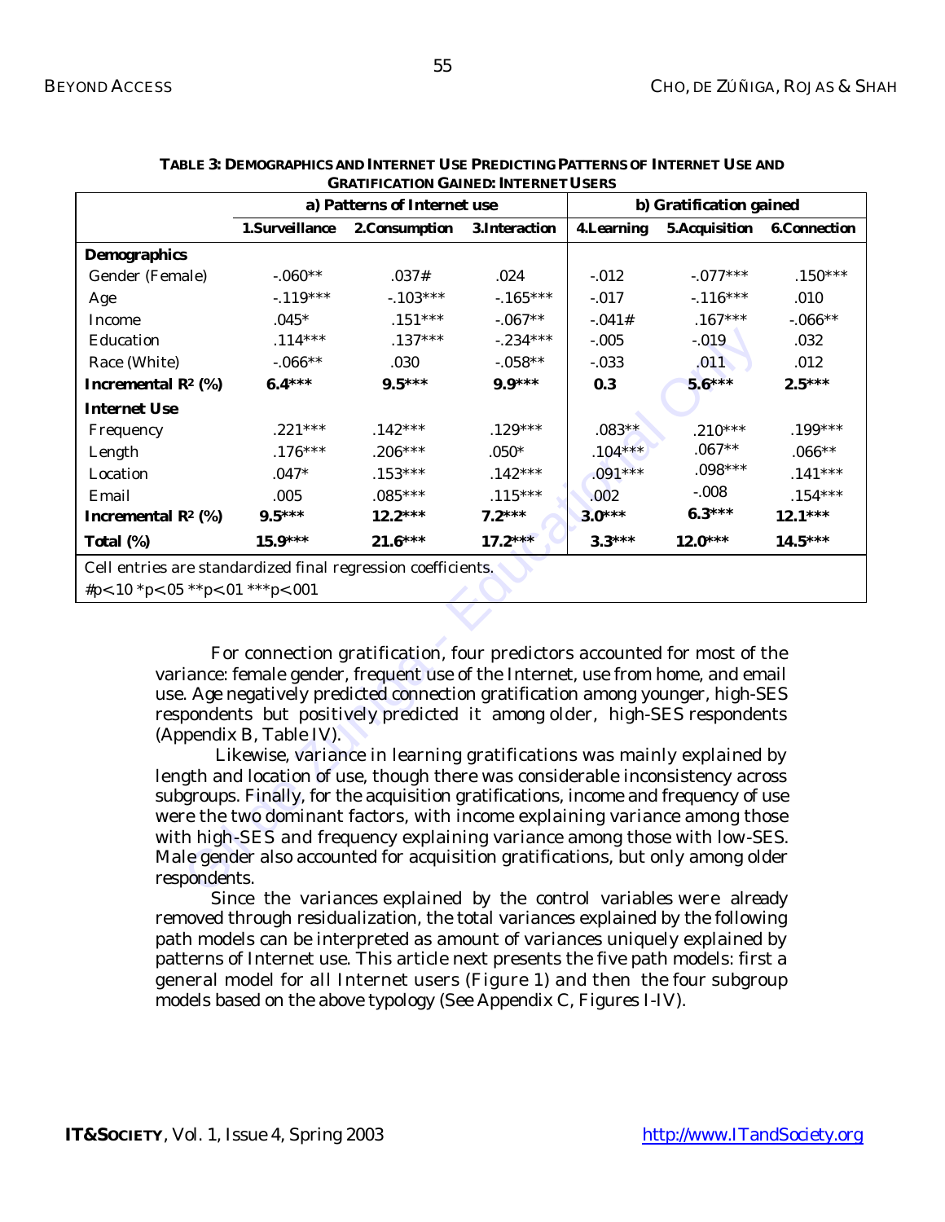**TABLE 3: DEMOGRAPHICS AND INTERNET USE PREDICTING PATTERNS OF INTERNET USE AND GRATIFICATION GAINED: INTERNET USERS**

| | a) Patterns of Internet use | | | b) Gratification gained | | |
|---|---|---|---|---|---|---|
| | 1.Surveillance | 2.Consumption | 3.Interaction | 4.Learning | 5.Acquisition | 6.Connection |
| **Demographics** | | | | | | |
| Gender (Female) | -.060** | .037# | .024 | -.012 | -.077*** | .150*** |
| Age | -.119*** | -.103*** | -.165*** | -.017 | -.116*** | .010 |
| Income | .045* | .151*** | -.067** | -.041# | .167*** | -.066** |
| Education | .114*** | .137*** | -.234*** | -.005 | -.019 | .032 |
| Race (White) | -.066** | .030 | -.058** | -.033 | .011 | .012 |
| **Incremental $R^2$ (%)** | **6.4*** ** | **9.5*** ** | **9.9*** ** | **0.3** | **5.6*** ** | **2.5*** ** |
| **Internet Use** | | | | | | |
| Frequency | .221*** | .142*** | .129*** | .083** | .210*** | .199*** |
| Length | .176*** | .206*** | .050* | .104*** | .067** | .066** |
| Location | .047* | .153*** | .142*** | .091*** | .098*** | .141*** |
| Email | .005 | .085*** | .115*** | .002 | -.008 | .154*** |
| **Incremental $R^2$ (%)** | **9.5*** ** | **12.2*** ** | **7.2*** ** | **3.0*** ** | **6.3*** ** | **12.1*** ** |
| **Total (%)** | **15.9*** ** | **21.6*** ** | **17.2*** ** | **3.3*** ** | **12.0*** ** | **14.5*** ** |

Cell entries are standardized final regression coefficients.
#p<.10 *p<.05 **p<.01 ***p<.001

For connection gratification, four predictors accounted for most of the variance: female gender, frequent use of the Internet, use from home, and email use. Age negatively predicted connection gratification among younger, high-SES respondents but positively predicted it among older, high-SES respondents (Appendix B, Table IV).

Likewise, variance in learning gratifications was mainly explained by length and location of use, though there was considerable inconsistency across subgroups. Finally, for the acquisition gratifications, income and frequency of use were the two dominant factors, with income explaining variance among those with high-SES and frequency explaining variance among those with low-SES. Male gender also accounted for acquisition gratifications, but only among older respondents.

Since the variances explained by the control variables were already removed through residualization, the total variances explained by the following path models can be interpreted as amount of variances uniquely explained by patterns of Internet use. This article next presents the five path models: first a general model for all Internet users (Figure 1) and then the four subgroup models based on the above typology (See Appendix C, Figures I-IV).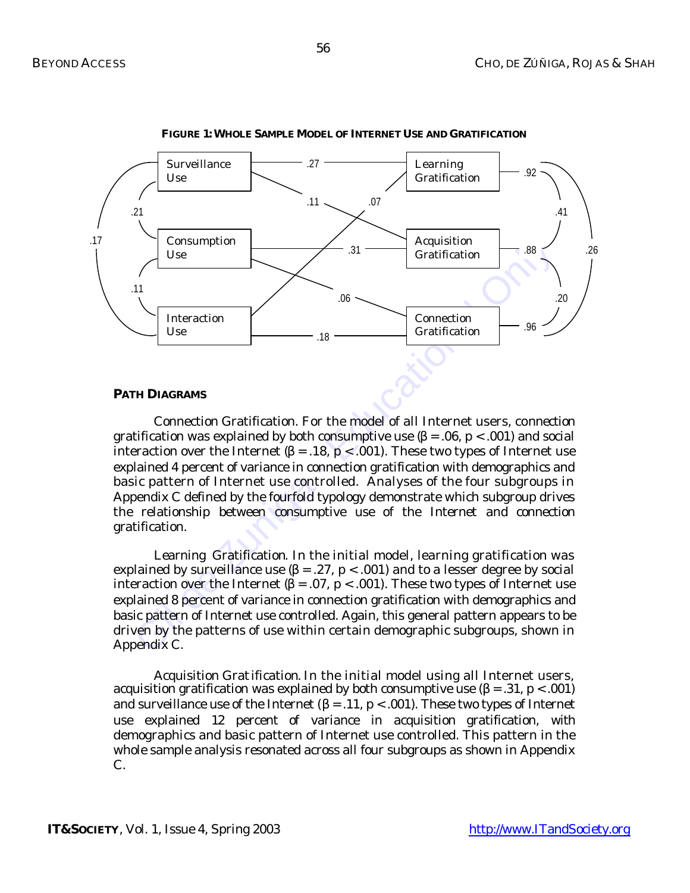**FIGURE 1: WHOLE SAMPLE MODEL OF INTERNET USE AND GRATIFICATION**

**PATH DIAGRAMS**

Connection Gratification. For the model of all Internet users, connection gratification was explained by both consumptive use (β = .06, $p < .001$) and social interaction over the Internet (β = .18, $p < .001$). These two types of Internet use explained 4 percent of variance in connection gratification with demographics and basic pattern of Internet use controlled. Analyses of the four subgroups in Appendix C defined by the fourfold typology demonstrate which subgroup drives the relationship between consumptive use of the Internet and connection gratification.

Learning Gratification. In the initial model, learning gratification was explained by surveillance use (β = .27, $p < .001$) and to a lesser degree by social interaction over the Internet (β = .07, $p < .001$). These two types of Internet use explained 8 percent of variance in connection gratification with demographics and basic pattern of Internet use controlled. Again, this general pattern appears to be driven by the patterns of use within certain demographic subgroups, shown in Appendix C.

Acquisition Gratification. In the initial model using all Internet users, acquisition gratification was explained by both consumptive use (β = .31, $p < .001$) and surveillance use of the Internet (β = .11, $p < .001$). These two types of Internet use explained 12 percent of variance in acquisition gratification, with demographics and basic pattern of Internet use controlled. This pattern in the whole sample analysis resonated across all four subgroups as shown in Appendix C.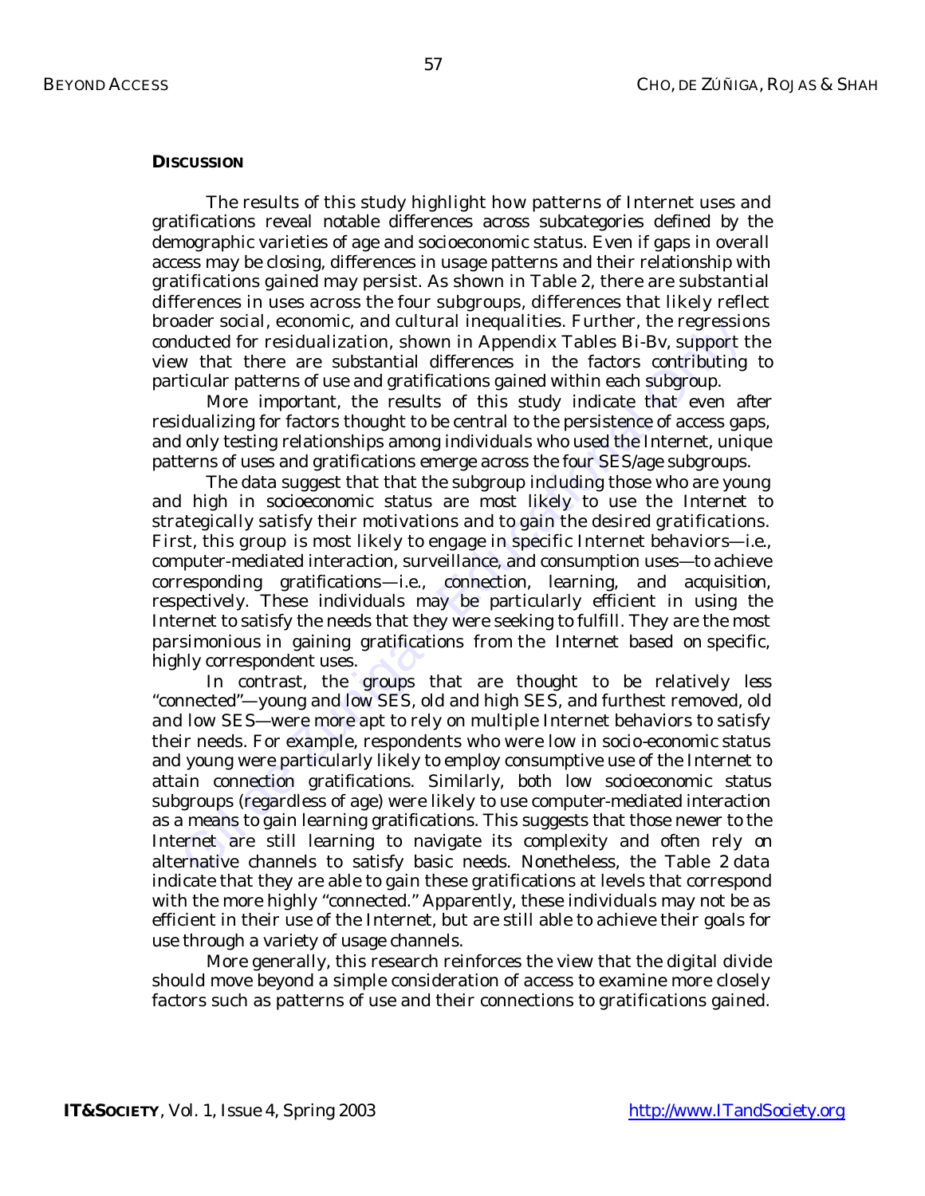## DISCUSSION

The results of this study highlight how patterns of Internet uses and gratifications reveal notable differences across subcategories defined by the demographic varieties of age and socioeconomic status. Even if gaps in overall access may be closing, differences in usage patterns and their relationship with gratifications gained may persist. As shown in Table 2, there are substantial differences in uses across the four subgroups, differences that likely reflect broader social, economic, and cultural inequalities. Further, the regressions conducted for residualization, shown in Appendix Tables Bi-Bv, support the view that there are substantial differences in the factors contributing to particular patterns of use and gratifications gained within each subgroup.

More important, the results of this study indicate that even after residualizing for factors thought to be central to the persistence of access gaps, and only testing relationships among individuals who used the Internet, unique patterns of uses and gratifications emerge across the four SES/age subgroups.

The data suggest that that the subgroup including those who are young and high in socioeconomic status are most likely to use the Internet to strategically satisfy their motivations and to gain the desired gratifications. First, this group is most likely to engage in specific Internet behaviors—i.e., computer-mediated interaction, surveillance, and consumption uses—to achieve corresponding gratifications—i.e., connection, learning, and acquisition, respectively. These individuals may be particularly efficient in using the Internet to satisfy the needs that they were seeking to fulfill. They are the most parsimonious in gaining gratifications from the Internet based on specific, highly correspondent uses.

In contrast, the groups that are thought to be relatively less "connected"—young and low SES, old and high SES, and furthest removed, old and low SES—were more apt to rely on multiple Internet behaviors to satisfy their needs. For example, respondents who were low in socio-economic status and young were particularly likely to employ consumptive use of the Internet to attain connection gratifications. Similarly, both low socioeconomic status subgroups (regardless of age) were likely to use computer-mediated interaction as a means to gain learning gratifications. This suggests that those newer to the Internet are still learning to navigate its complexity and often rely on alternative channels to satisfy basic needs. Nonetheless, the Table 2 data indicate that they are able to gain these gratifications at levels that correspond with the more highly "connected." Apparently, these individuals may not be as efficient in their use of the Internet, but are still able to achieve their goals for use through a variety of usage channels.

More generally, this research reinforces the view that the digital divide should move beyond a simple consideration of access to examine more closely factors such as patterns of use and their connections to gratifications gained.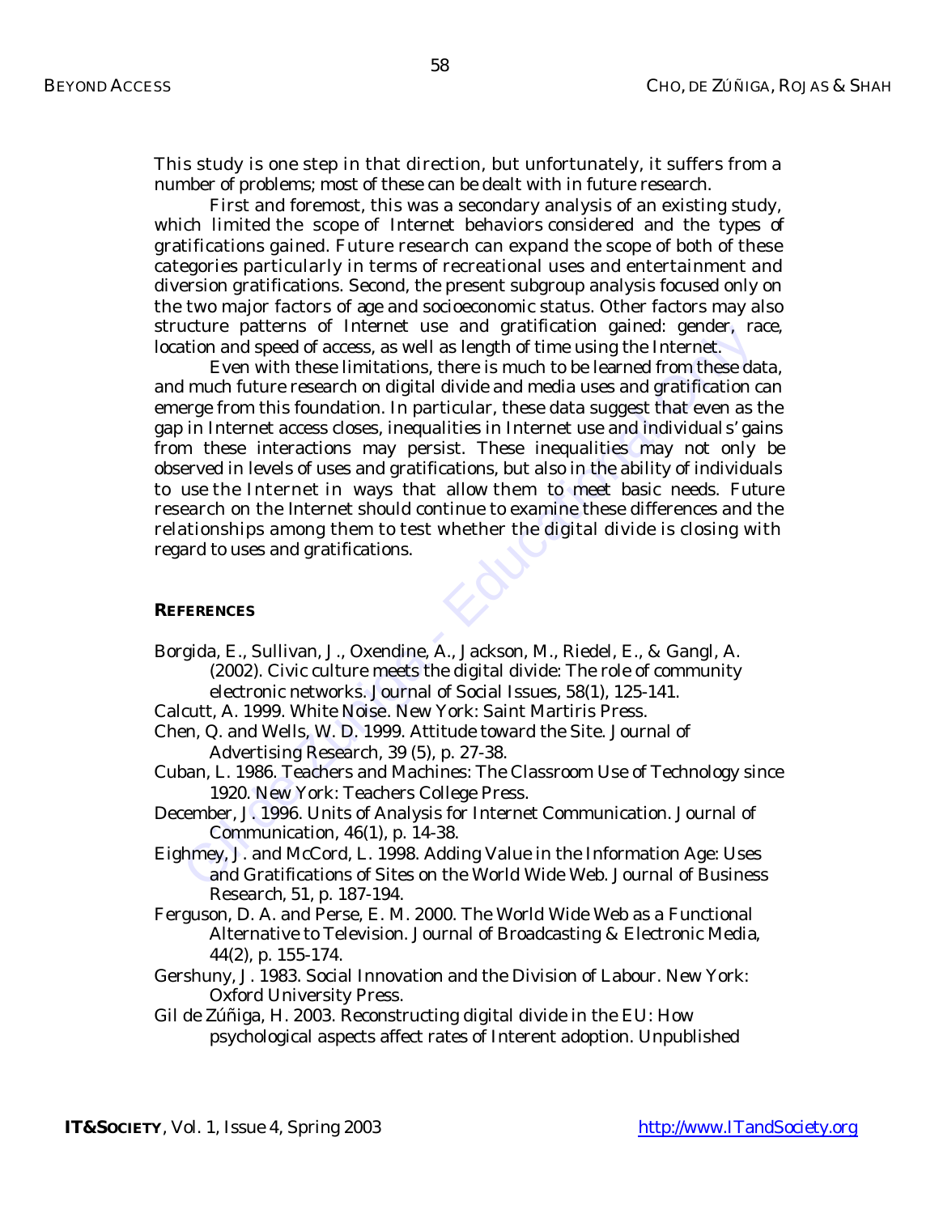This study is one step in that direction, but unfortunately, it suffers from a number of problems; most of these can be dealt with in future research.

First and foremost, this was a secondary analysis of an existing study, which limited the scope of Internet behaviors considered and the types of gratifications gained. Future research can expand the scope of both of these categories particularly in terms of recreational uses and entertainment and diversion gratifications. Second, the present subgroup analysis focused only on the two major factors of age and socioeconomic status. Other factors may also structure patterns of Internet use and gratification gained: gender, race, location and speed of access, as well as length of time using the Internet.

Even with these limitations, there is much to be learned from these data, and much future research on digital divide and media uses and gratification can emerge from this foundation. In particular, these data suggest that even as the gap in Internet access closes, inequalities in Internet use and individuals' gains from these interactions may persist. These inequalities may not only be observed in levels of uses and gratifications, but also in the ability of individuals to use the Internet in ways that allow them to meet basic needs. Future research on the Internet should continue to examine these differences and the relationships among them to test whether the digital divide is closing with regard to uses and gratifications.

## REFERENCES

Borgida, E., Sullivan, J., Oxendine, A., Jackson, M., Riedel, E., & Gangl, A. (2002). Civic culture meets the digital divide: The role of community electronic networks. Journal of Social Issues, 58(1), 125-141.

Calcutt, A. 1999. White Noise. New York: Saint Martiris Press.

Chen, Q. and Wells, W. D. 1999. Attitude toward the Site. Journal of Advertising Research, 39 (5), p. 27-38.

Cuban, L. 1986. Teachers and Machines: The Classroom Use of Technology since 1920. New York: Teachers College Press.

December, J. 1996. Units of Analysis for Internet Communication. Journal of Communication, 46(1), p. 14-38.

Eighmey, J. and McCord, L. 1998. Adding Value in the Information Age: Uses and Gratifications of Sites on the World Wide Web. Journal of Business Research, 51, p. 187-194.

Ferguson, D. A. and Perse, E. M. 2000. The World Wide Web as a Functional Alternative to Television. Journal of Broadcasting & Electronic Media, 44(2), p. 155-174.

Gershuny, J. 1983. Social Innovation and the Division of Labour. New York: Oxford University Press.

Gil de Zúñiga, H. 2003. Reconstructing digital divide in the EU: How psychological aspects affect rates of Interent adoption. Unpublished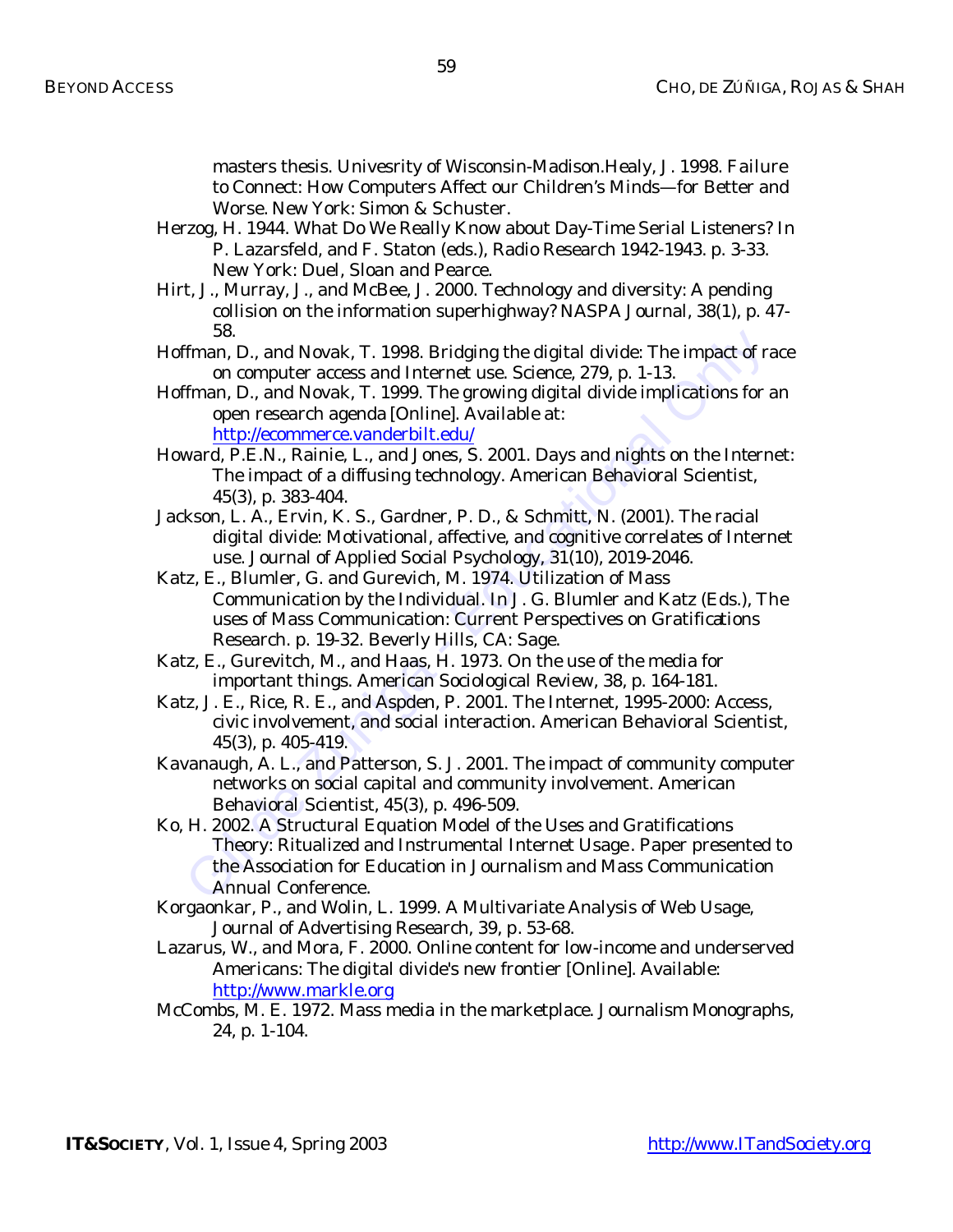masters thesis. Univesrity of Wisconsin-Madison.Healy, J. 1998. Failure to Connect: How Computers Affect our Children's Minds—for Better and Worse. New York: Simon & Schuster.

Herzog, H. 1944. What Do We Really Know about Day-Time Serial Listeners? In P. Lazarsfeld, and F. Staton (eds.), Radio Research 1942-1943. p. 3-33. New York: Duel, Sloan and Pearce.

Hirt, J., Murray, J., and McBee, J. 2000. Technology and diversity: A pending collision on the information superhighway? NASPA Journal, 38(1), p. 47-58.

Hoffman, D., and Novak, T. 1998. Bridging the digital divide: The impact of race on computer access and Internet use. Science, 279, p. 1-13.

Hoffman, D., and Novak, T. 1999. The growing digital divide implications for an open research agenda [Online]. Available at: http://ecommerce.vanderbilt.edu/

Howard, P.E.N., Rainie, L., and Jones, S. 2001. Days and nights on the Internet: The impact of a diffusing technology. American Behavioral Scientist, 45(3), p. 383-404.

Jackson, L. A., Ervin, K. S., Gardner, P. D., & Schmitt, N. (2001). The racial digital divide: Motivational, affective, and cognitive correlates of Internet use. Journal of Applied Social Psychology, 31(10), 2019-2046.

Katz, E., Blumler, G. and Gurevich, M. 1974. Utilization of Mass Communication by the Individual. In J. G. Blumler and Katz (Eds.), The uses of Mass Communication: Current Perspectives on Gratifications Research. p. 19-32. Beverly Hills, CA: Sage.

Katz, E., Gurevitch, M., and Haas, H. 1973. On the use of the media for important things. American Sociological Review, 38, p. 164-181.

Katz, J. E., Rice, R. E., and Aspden, P. 2001. The Internet, 1995-2000: Access, civic involvement, and social interaction. American Behavioral Scientist, 45(3), p. 405-419.

Kavanaugh, A. L., and Patterson, S. J. 2001. The impact of community computer networks on social capital and community involvement. American Behavioral Scientist, 45(3), p. 496-509.

Ko, H. 2002. A Structural Equation Model of the Uses and Gratifications Theory: Ritualized and Instrumental Internet Usage. Paper presented to the Association for Education in Journalism and Mass Communication Annual Conference.

Korgaonkar, P., and Wolin, L. 1999. A Multivariate Analysis of Web Usage, Journal of Advertising Research, 39, p. 53-68.

Lazarus, W., and Mora, F. 2000. Online content for low-income and underserved Americans: The digital divide's new frontier [Online]. Available: http://www.markle.org

McCombs, M. E. 1972. Mass media in the marketplace. Journalism Monographs, 24, p. 1-104.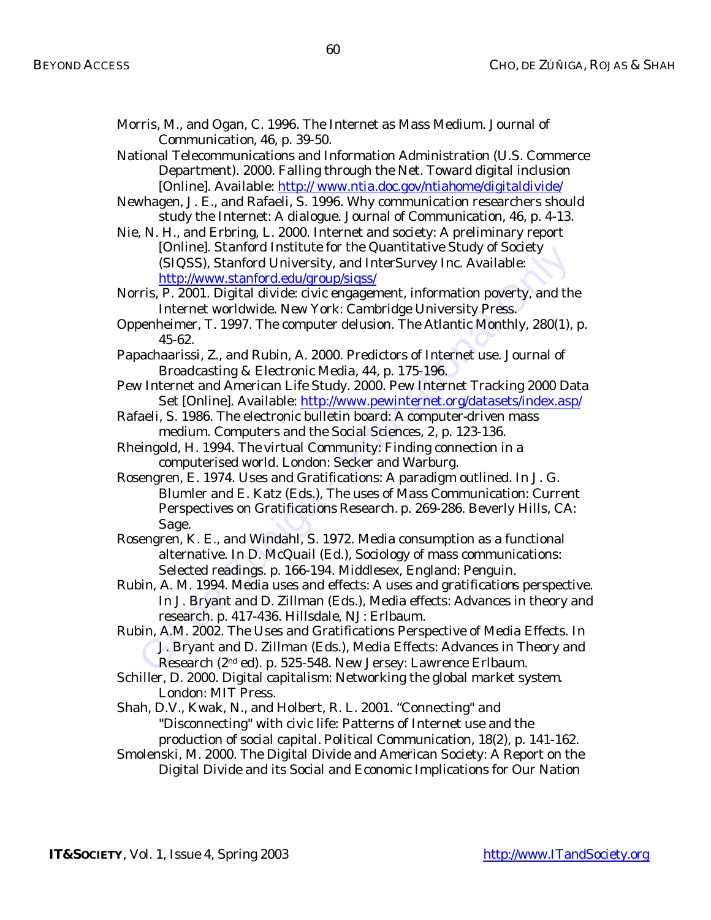Morris, M., and Ogan, C. 1996. The Internet as Mass Medium. Journal of Communication, 46, p. 39-50.

National Telecommunications and Information Administration (U.S. Commerce Department). 2000. Falling through the Net. Toward digital inclusion [Online]. Available: http:// www.ntia.doc.gov/ntiahome/digitaldivide/

Newhagen, J. E., and Rafaeli, S. 1996. Why communication researchers should study the Internet: A dialogue. Journal of Communication, 46, p. 4-13.

Nie, N. H., and Erbring, L. 2000. Internet and society: A preliminary report [Online]. Stanford Institute for the Quantitative Study of Society (SIQSS), Stanford University, and InterSurvey Inc. Available: http://www.stanford.edu/group/siqss/

Norris, P. 2001. Digital divide: civic engagement, information poverty, and the Internet worldwide. New York: Cambridge University Press.

Oppenheimer, T. 1997. The computer delusion. The Atlantic Monthly, 280(1), p. 45-62.

Papachaarissi, Z., and Rubin, A. 2000. Predictors of Internet use. Journal of Broadcasting & Electronic Media, 44, p. 175-196.

Pew Internet and American Life Study. 2000. Pew Internet Tracking 2000 Data Set [Online]. Available: http://www.pewinternet.org/datasets/index.asp/

Rafaeli, S. 1986. The electronic bulletin board: A computer-driven mass medium. Computers and the Social Sciences, 2, p. 123-136.

Rheingold, H. 1994. The virtual Community: Finding connection in a computerised world. London: Secker and Warburg.

Rosengren, E. 1974. Uses and Gratifications: A paradigm outlined. In J. G. Blumler and E. Katz (Eds.), The uses of Mass Communication: Current Perspectives on Gratifications Research. p. 269-286. Beverly Hills, CA: Sage.

Rosengren, K. E., and Windahl, S. 1972. Media consumption as a functional alternative. In D. McQuail (Ed.), Sociology of mass communications: Selected readings. p. 166-194. Middlesex, England: Penguin.

Rubin, A. M. 1994. Media uses and effects: A uses and gratifications perspective. In J. Bryant and D. Zillman (Eds.), Media effects: Advances in theory and research. p. 417-436. Hillsdale, NJ: Erlbaum.

Rubin, A.M. 2002. The Uses and Gratifications Perspective of Media Effects. In J. Bryant and D. Zillman (Eds.), Media Effects: Advances in Theory and Research (2nd ed). p. 525-548. New Jersey: Lawrence Erlbaum.

Schiller, D. 2000. Digital capitalism: Networking the global market system. London: MIT Press.

Shah, D.V., Kwak, N., and Holbert, R. L. 2001. "Connecting" and "Disconnecting" with civic life: Patterns of Internet use and the production of social capital. Political Communication, 18(2), p. 141-162.

Smolenski, M. 2000. The Digital Divide and American Society: A Report on the Digital Divide and its Social and Economic Implications for Our Nation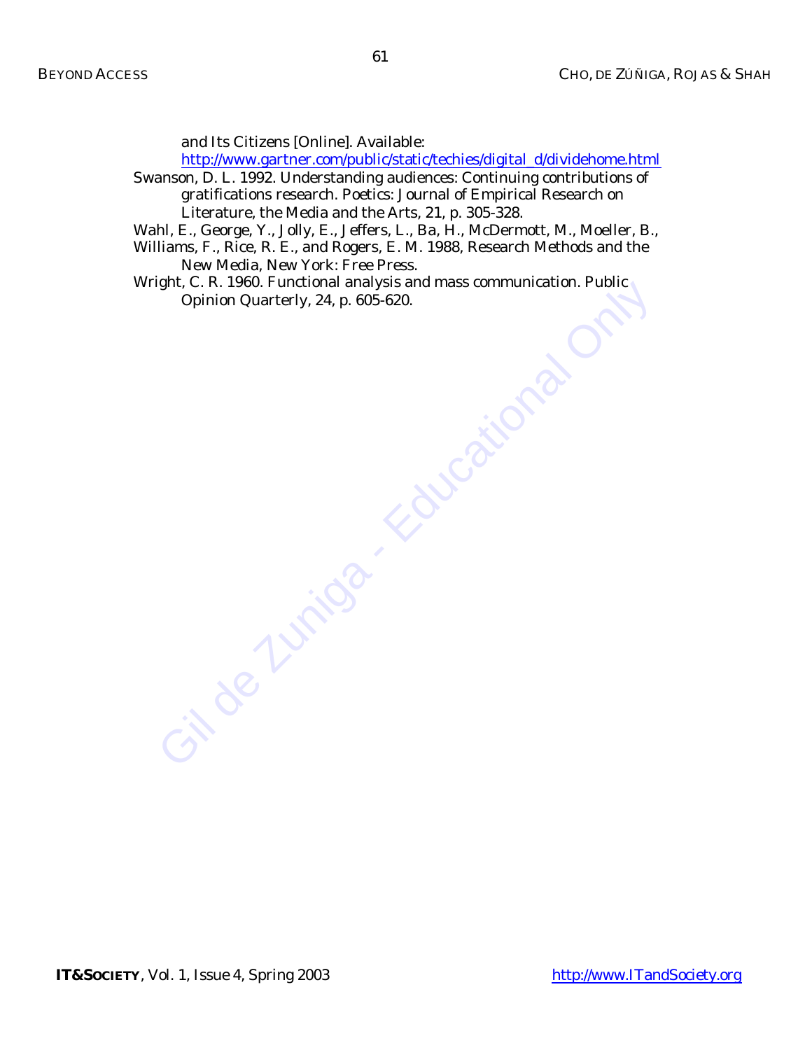and Its Citizens [Online]. Available: http://www.gartner.com/public/static/techies/digital_d/dividehome.html

Swanson, D. L. 1992. Understanding audiences: Continuing contributions of gratifications research. Poetics: Journal of Empirical Research on Literature, the Media and the Arts, 21, p. 305-328.

Wahl, E., George, Y., Jolly, E., Jeffers, L., Ba, H., McDermott, M., Moeller, B.,

Williams, F., Rice, R. E., and Rogers, E. M. 1988, Research Methods and the New Media, New York: Free Press.

Wright, C. R. 1960. Functional analysis and mass communication. Public Opinion Quarterly, 24, p. 605-620.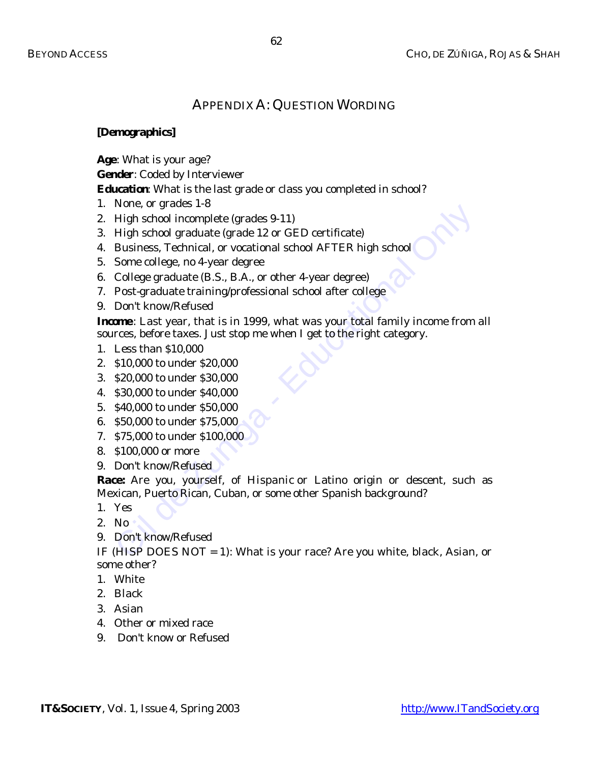## APPENDIX A: QUESTION WORDING

**[Demographics]**

**Age**: What is your age?
**Gender**: Coded by Interviewer
**Education**: What is the last grade or class you completed in school?

1. None, or grades 1-8
2. High school incomplete (grades 9-11)
3. High school graduate (grade 12 or GED certificate)
4. Business, Technical, or vocational school AFTER high school
5. Some college, no 4-year degree
6. College graduate (B.S., B.A., or other 4-year degree)
7. Post-graduate training/professional school after college
9. Don't know/Refused

**Income**: Last year, that is in 1999, what was your total family income from all sources, before taxes. Just stop me when I get to the right category.

1. Less than $10,000
2. $10,000 to under $20,000
3. $20,000 to under $30,000
4. $30,000 to under $40,000
5. $40,000 to under $50,000
6. $50,000 to under $75,000
7. $75,000 to under $100,000
8. $100,000 or more
9. Don't know/Refused

**Race:** Are you, yourself, of Hispanic or Latino origin or descent, such as Mexican, Puerto Rican, Cuban, or some other Spanish background?

1. Yes
2. No
9. Don't know/Refused

IF (HISP DOES NOT = 1): What is your race? Are you white, black, Asian, or some other?

1. White
2. Black
3. Asian
4. Other or mixed race
9. Don't know or Refused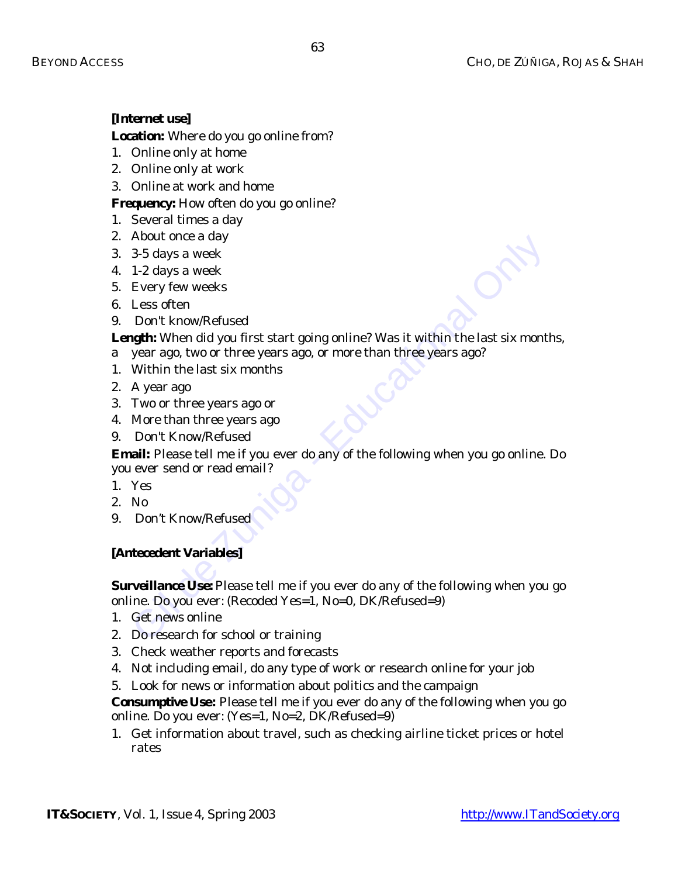**[Internet use]**

**Location:** Where do you go online from?

1. Online only at home
2. Online only at work
3. Online at work and home

**Frequency:** How often do you go online?

1. Several times a day
2. About once a day
3. 3-5 days a week
4. 1-2 days a week
5. Every few weeks
6. Less often
9. Don't know/Refused

**Length:** When did you first start going online? Was it within the last six months, a year ago, two or three years ago, or more than three years ago?

1. Within the last six months
2. A year ago
3. Two or three years ago or
4. More than three years ago
9. Don't Know/Refused

**Email:** Please tell me if you ever do any of the following when you go online. Do you ever send or read email?

1. Yes
2. No
9. Don't Know/Refused

**[Antecedent Variables]**

**Surveillance Use:** Please tell me if you ever do any of the following when you go online. Do you ever: (Recoded Yes=1, No=0, DK/Refused=9)

1. Get news online
2. Do research for school or training
3. Check weather reports and forecasts
4. Not including email, do any type of work or research online for your job
5. Look for news or information about politics and the campaign

**Consumptive Use:** Please tell me if you ever do any of the following when you go online. Do you ever: (Yes=1, No=2, DK/Refused=9)

1. Get information about travel, such as checking airline ticket prices or hotel rates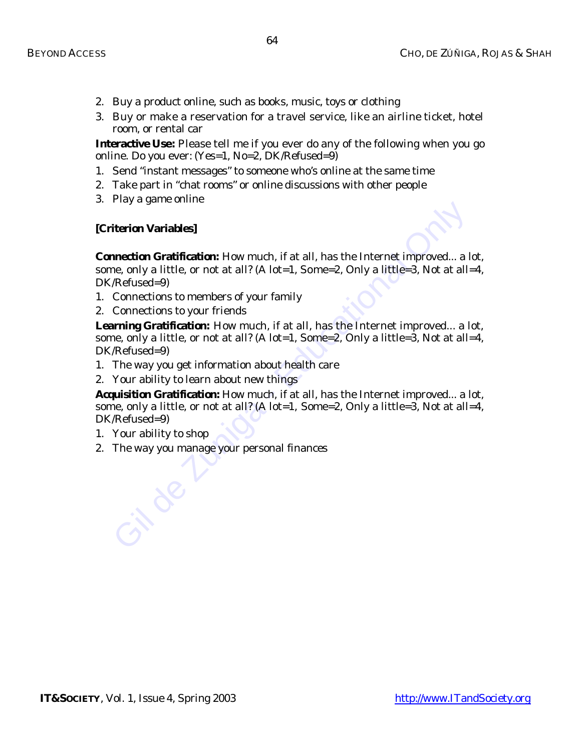2. Buy a product online, such as books, music, toys or clothing
3. Buy or make a reservation for a travel service, like an airline ticket, hotel room, or rental car

**Interactive Use:** Please tell me if you ever do any of the following when you go online. Do you ever: (Yes=1, No=2, DK/Refused=9)

1. Send "instant messages" to someone who's online at the same time
2. Take part in "chat rooms" or online discussions with other people
3. Play a game online

**[Criterion Variables]**

**Connection Gratification:** How much, if at all, has the Internet improved... a lot, some, only a little, or not at all? (A lot=1, Some=2, Only a little=3, Not at all=4, DK/Refused=9)

1. Connections to members of your family
2. Connections to your friends

**Learning Gratification:** How much, if at all, has the Internet improved... a lot, some, only a little, or not at all? (A lot=1, Some=2, Only a little=3, Not at all=4, DK/Refused=9)

1. The way you get information about health care
2. Your ability to learn about new things

**Acquisition Gratification:** How much, if at all, has the Internet improved... a lot, some, only a little, or not at all? (A lot=1, Some=2, Only a little=3, Not at all=4, DK/Refused=9)

1. Your ability to shop
2. The way you manage your personal finances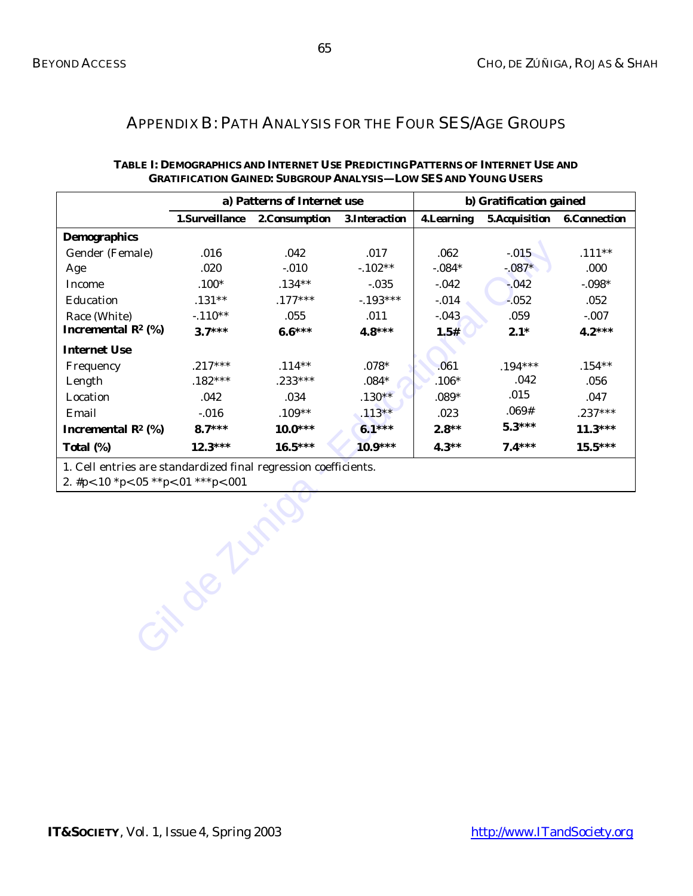## Appendix B: Path Analysis for the Four SES/Age Groups

**Table I: Demographics and Internet Use Predicting Patterns of Internet Use and Gratification Gained: Subgroup Analysis—Low SES and Young Users**

| | a) Patterns of Internet use | | | b) Gratification gained | | |
|---|---|---|---|---|---|---|
| | 1.Surveillance | 2.Consumption | 3.Interaction | 4.Learning | 5.Acquisition | 6.Connection |
| **Demographics** | | | | | | |
| Gender (Female) | .016 | .042 | .017 | .062 | -.015 | .111** |
| Age | .020 | -.010 | -.102** | -.084* | -.087* | .000 |
| Income | .100* | .134** | -.035 | -.042 | -.042 | -.098* |
| Education | .131** | .177*** | -.193*** | -.014 | -.052 | .052 |
| Race (White) | -.110** | .055 | .011 | -.043 | .059 | -.007 |
| **Incremental $R^2$ (%)** | **3.7*** ** | **6.6*** ** | **4.8*** ** | **1.5#** | **2.1*** | **4.2*** ** |
| **Internet Use** | | | | | | |
| Frequency | .217*** | .114** | .078* | .061 | .194*** | .154** |
| Length | .182*** | .233*** | .084* | .106* | .042 | .056 |
| Location | .042 | .034 | .130** | .089* | .015 | .047 |
| Email | -.016 | .109** | .113** | .023 | .069# | .237*** |
| **Incremental $R^2$ (%)** | **8.7*** ** | **10.0*** ** | **6.1*** ** | **2.8** ** | **5.3*** ** | **11.3*** ** |
| **Total (%)** | **12.3*** ** | **16.5*** ** | **10.9*** ** | **4.3** ** | **7.4*** ** | **15.5*** ** |

1. Cell entries are standardized final regression coefficients.
2. #p<.10 *p<.05 **p<.01 ***p<.001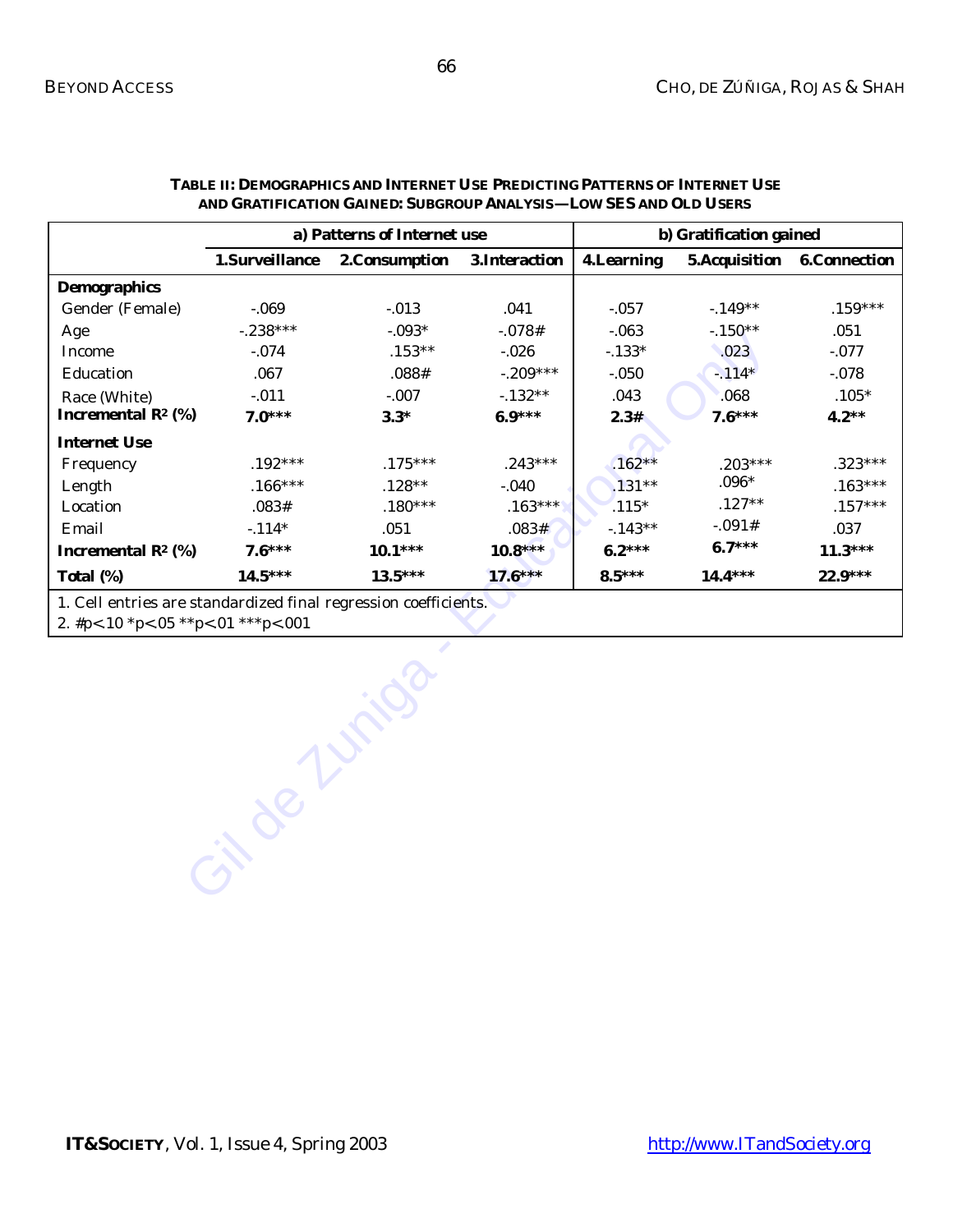**TABLE II: DEMOGRAPHICS AND INTERNET USE PREDICTING PATTERNS OF INTERNET USE AND GRATIFICATION GAINED: SUBGROUP ANALYSIS—LOW SES AND OLD USERS**

| | a) Patterns of Internet use | | | b) Gratification gained | | |
|---|---|---|---|---|---|---|
| | **1.Surveillance** | **2.Consumption** | **3.Interaction** | **4.Learning** | **5.Acquisition** | **6.Connection** |
| **Demographics** | | | | | | |
| Gender (Female) | -.069 | -.013 | .041 | -.057 | -.149** | .159*** |
| Age | -.238*** | -.093* | -.078# | -.063 | -.150** | .051 |
| Income | -.074 | .153** | -.026 | -.133* | .023 | -.077 |
| Education | .067 | .088# | -.209*** | -.050 | -.114* | -.078 |
| Race (White) | -.011 | -.007 | -.132** | .043 | .068 | .105* |
| **Incremental $R^2$ (%)** | **7.0*** ** | **3.3*** | **6.9*** ** | **2.3#** | **7.6*** ** | **4.2** ** |
| **Internet Use** | | | | | | |
| Frequency | .192*** | .175*** | .243*** | .162** | .203*** | .323*** |
| Length | .166*** | .128** | -.040 | .131** | .096* | .163*** |
| Location | .083# | .180*** | .163*** | .115* | .127** | .157*** |
| Email | -.114* | .051 | .083# | -.143** | -.091# | .037 |
| **Incremental $R^2$ (%)** | **7.6*** ** | **10.1*** ** | **10.8*** ** | **6.2*** ** | **6.7*** ** | **11.3*** ** |
| **Total (%)** | **14.5*** ** | **13.5*** ** | **17.6*** ** | **8.5*** ** | **14.4*** ** | **22.9*** ** |

1. Cell entries are standardized final regression coefficients.
2. #p<.10 *p<.05 **p<.01 ***p<.001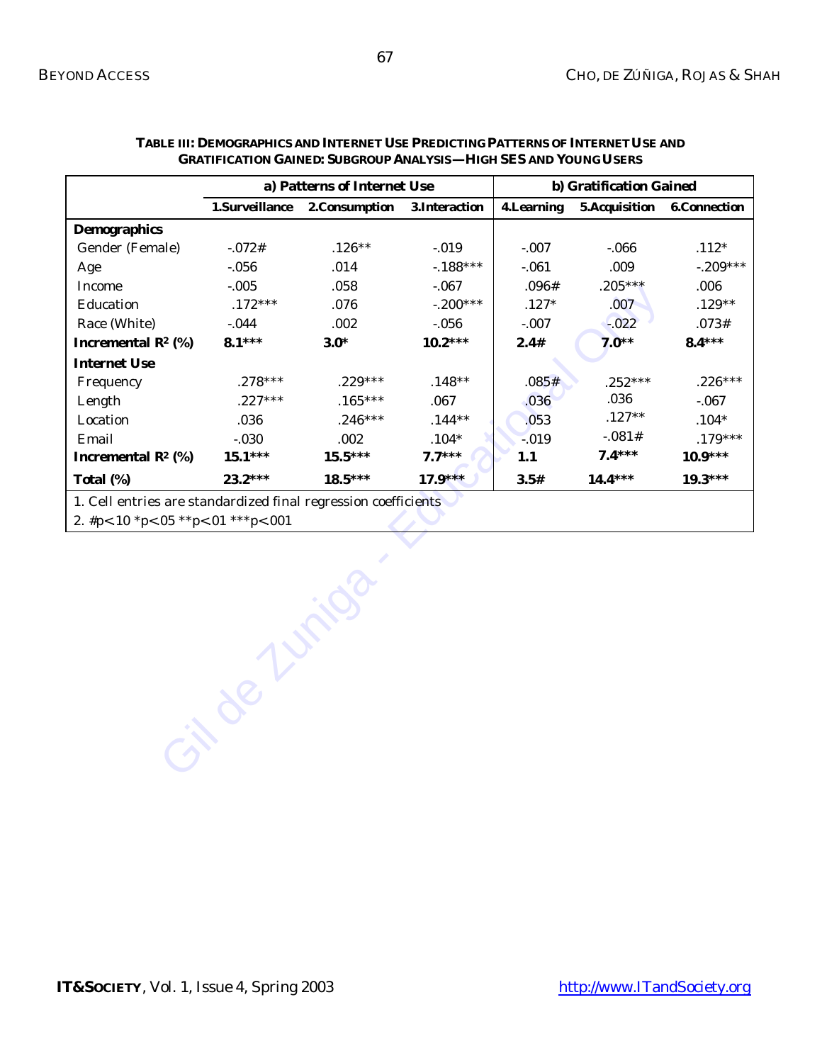**TABLE III: DEMOGRAPHICS AND INTERNET USE PREDICTING PATTERNS OF INTERNET USE AND GRATIFICATION GAINED: SUBGROUP ANALYSIS—HIGH SES AND YOUNG USERS**

| | a) Patterns of Internet Use | | | b) Gratification Gained | | |
|---|---|---|---|---|---|---|
| | 1.Surveillance | 2.Consumption | 3.Interaction | 4.Learning | 5.Acquisition | 6.Connection |
| **Demographics** | | | | | | |
| Gender (Female) | -.072# | .126** | -.019 | -.007 | -.066 | .112* |
| Age | -.056 | .014 | -.188*** | -.061 | .009 | -.209*** |
| Income | -.005 | .058 | -.067 | .096# | .205*** | .006 |
| Education | .172*** | .076 | -.200*** | .127* | .007 | .129** |
| Race (White) | -.044 | .002 | -.056 | -.007 | -.022 | .073# |
| **Incremental $R^2$ (%)** | **8.1***** | **3.0*** | **10.2***** | **2.4#** | **7.0**** | **8.4***** |
| **Internet Use** | | | | | | |
| Frequency | .278*** | .229*** | .148** | .085# | .252*** | .226*** |
| Length | .227*** | .165*** | .067 | .036 | .036 | -.067 |
| Location | .036 | .246*** | .144** | .053 | .127** | .104* |
| Email | -.030 | .002 | .104* | -.019 | -.081# | .179*** |
| **Incremental $R^2$ (%)** | **15.1***** | **15.5***** | **7.7***** | **1.1** | **7.4***** | **10.9***** |
| **Total (%)** | **23.2***** | **18.5***** | **17.9***** | **3.5#** | **14.4***** | **19.3***** |

1. Cell entries are standardized final regression coefficients
2. #p<.10 *p<.05 **p<.01 ***p<.001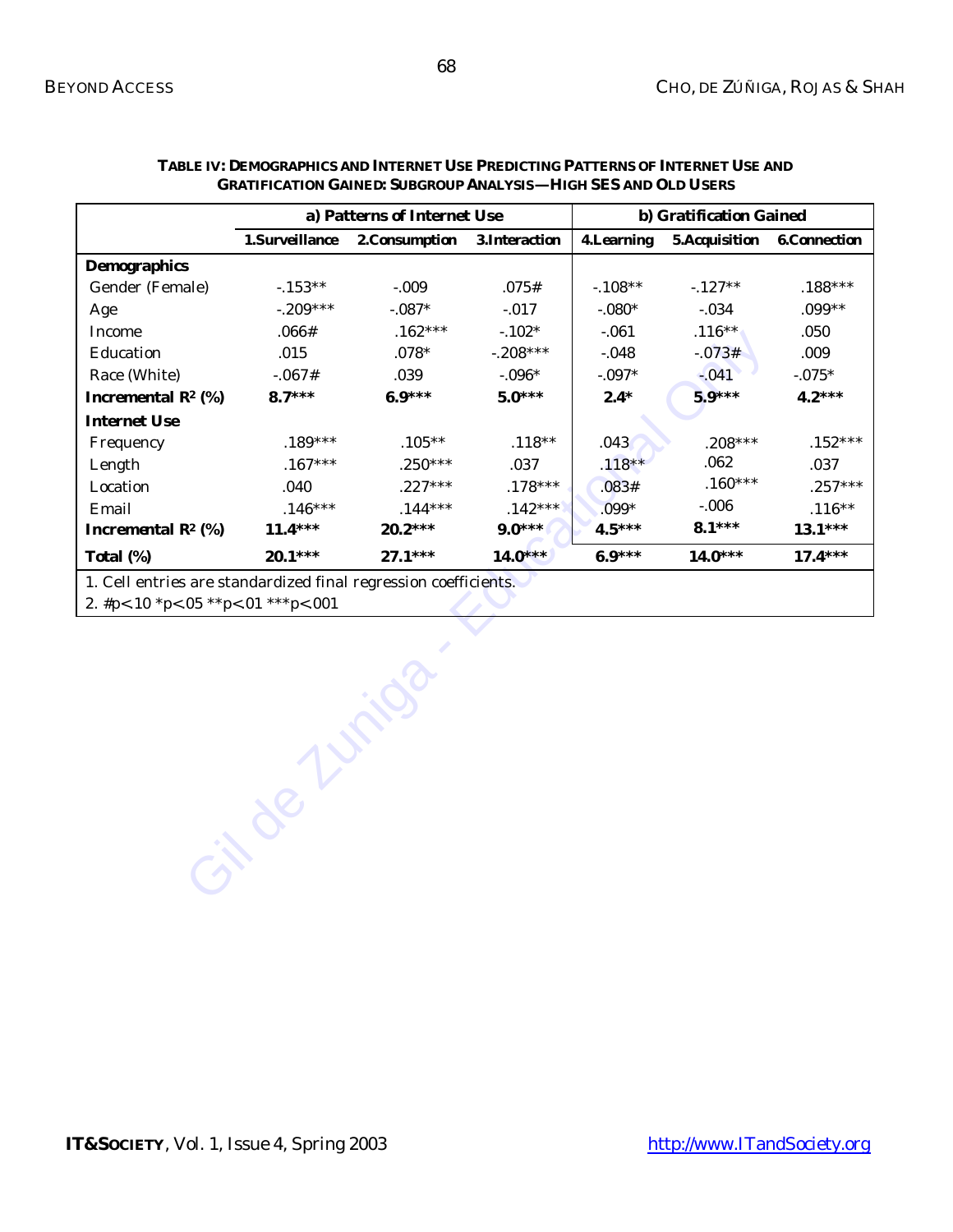**TABLE IV: DEMOGRAPHICS AND INTERNET USE PREDICTING PATTERNS OF INTERNET USE AND GRATIFICATION GAINED: SUBGROUP ANALYSIS—HIGH SES AND OLD USERS**

| | a) Patterns of Internet Use | | | b) Gratification Gained | | |
|---|---|---|---|---|---|---|
| | 1.Surveillance | 2.Consumption | 3.Interaction | 4.Learning | 5.Acquisition | 6.Connection |
| **Demographics** | | | | | | |
| Gender (Female) | -.153** | -.009 | .075# | -.108** | -.127** | .188*** |
| Age | -.209*** | -.087* | -.017 | -.080* | -.034 | .099** |
| Income | .066# | .162*** | -.102* | -.061 | .116** | .050 |
| Education | .015 | .078* | -.208*** | -.048 | -.073# | .009 |
| Race (White) | -.067# | .039 | -.096* | -.097* | -.041 | -.075* |
| **Incremental $R^2$ (%)** | **8.7*** ** | **6.9*** ** | **5.0*** ** | **2.4*** | **5.9*** ** | **4.2*** ** |
| **Internet Use** | | | | | | |
| Frequency | .189*** | .105** | .118** | .043 | .208*** | .152*** |
| Length | .167*** | .250*** | .037 | .118** | .062 | .037 |
| Location | .040 | .227*** | .178*** | .083# | .160*** | .257*** |
| Email | .146*** | .144*** | .142*** | .099* | -.006 | .116** |
| **Incremental $R^2$ (%)** | **11.4*** ** | **20.2*** ** | **9.0*** ** | **4.5*** ** | **8.1*** ** | **13.1*** ** |
| **Total (%)** | **20.1*** ** | **27.1*** ** | **14.0*** ** | **6.9*** ** | **14.0*** ** | **17.4*** ** |

1. Cell entries are standardized final regression coefficients.
2. #p<.10 *p<.05 **p<.01 ***p<.001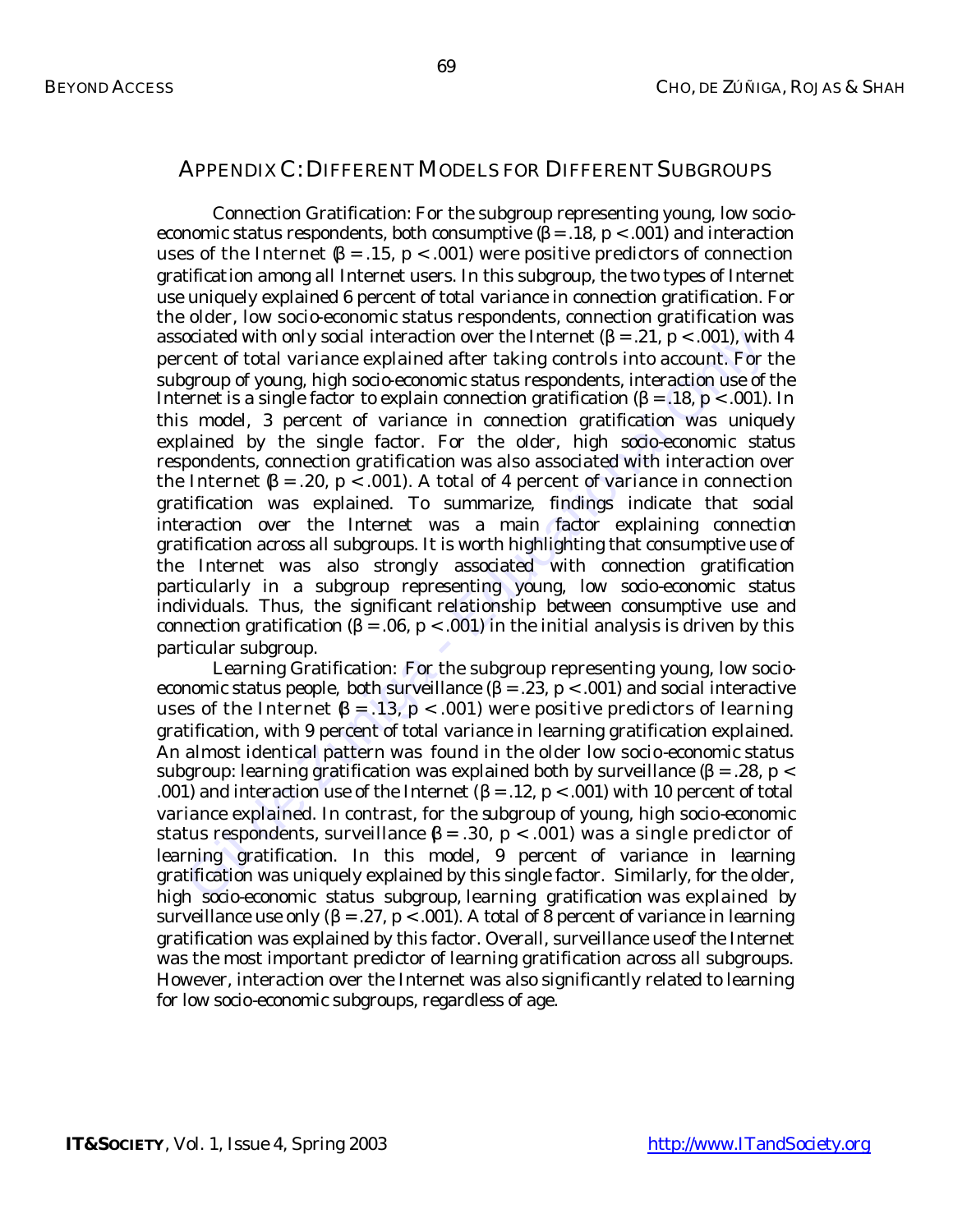## APPENDIX C: DIFFERENT MODELS FOR DIFFERENT SUBGROUPS

Connection Gratification: For the subgroup representing young, low socio-economic status respondents, both consumptive ($\beta = .18$, $p < .001$) and interaction uses of the Internet ($\beta = .15$, $p < .001$) were positive predictors of connection gratification among all Internet users. In this subgroup, the two types of Internet use uniquely explained 6 percent of total variance in connection gratification. For the older, low socio-economic status respondents, connection gratification was associated with only social interaction over the Internet ($\beta = .21$, $p < .001$), with 4 percent of total variance explained after taking controls into account. For the subgroup of young, high socio-economic status respondents, interaction use of the Internet is a single factor to explain connection gratification ($\beta = .18$, $p < .001$). In this model, 3 percent of variance in connection gratification was uniquely explained by the single factor. For the older, high socio-economic status respondents, connection gratification was also associated with interaction over the Internet ($\beta = .20$, $p < .001$). A total of 4 percent of variance in connection gratification was explained. To summarize, findings indicate that social interaction over the Internet was a main factor explaining connection gratification across all subgroups. It is worth highlighting that consumptive use of the Internet was also strongly associated with connection gratification particularly in a subgroup representing young, low socio-economic status individuals. Thus, the significant relationship between consumptive use and connection gratification ($\beta = .06$, $p < .001$) in the initial analysis is driven by this particular subgroup.

Learning Gratification: For the subgroup representing young, low socio-economic status people, both surveillance ($\beta = .23$, $p < .001$) and social interactive uses of the Internet ($\beta = .13$, $p < .001$) were positive predictors of learning gratification, with 9 percent of total variance in learning gratification explained. An almost identical pattern was found in the older low socio-economic status subgroup: learning gratification was explained both by surveillance ($\beta = .28$, $p < .001$) and interaction use of the Internet ($\beta = .12$, $p < .001$) with 10 percent of total variance explained. In contrast, for the subgroup of young, high socio-economic status respondents, surveillance ($\beta = .30$, $p < .001$) was a single predictor of learning gratification. In this model, 9 percent of variance in learning gratification was uniquely explained by this single factor. Similarly, for the older, high socio-economic status subgroup, learning gratification was explained by surveillance use only ($\beta = .27$, $p < .001$). A total of 8 percent of variance in learning gratification was explained by this factor. Overall, surveillance use of the Internet was the most important predictor of learning gratification across all subgroups. However, interaction over the Internet was also significantly related to learning for low socio-economic subgroups, regardless of age.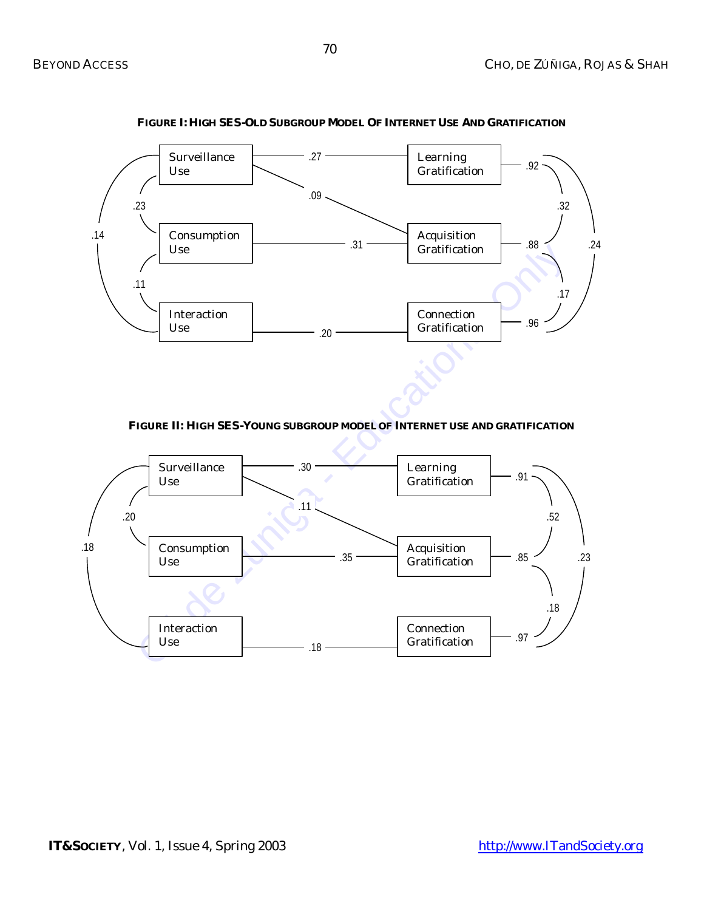**FIGURE I: HIGH SES-OLD SUBGROUP MODEL OF INTERNET USE AND GRATIFICATION**

Surveillance Use — .27 — Learning Gratification

Surveillance Use — .09 — Acquisition Gratification

Consumption Use — .31 — Acquisition Gratification

Interaction Use — .20 — Connection Gratification

Surveillance Use – Consumption Use: .23

Consumption Use – Interaction Use: .11

Surveillance Use – Interaction Use: .14

Learning Gratification: .92

Acquisition Gratification: .88

Connection Gratification: .96

Learning Gratification – Acquisition Gratification: .32

Acquisition Gratification – Connection Gratification: .17

Learning Gratification – Connection Gratification: .24

**FIGURE II: HIGH SES-YOUNG SUBGROUP MODEL OF INTERNET USE AND GRATIFICATION**

Surveillance Use — .30 — Learning Gratification

Surveillance Use — .11 — Acquisition Gratification

Consumption Use — .35 — Acquisition Gratification

Interaction Use — .18 — Connection Gratification

Surveillance Use – Consumption Use: .20

Surveillance Use – Interaction Use: .18

Learning Gratification: .91

Acquisition Gratification: .85

Connection Gratification: .97

Learning Gratification – Acquisition Gratification: .52

Acquisition Gratification – Connection Gratification: .18

Learning Gratification – Connection Gratification: .23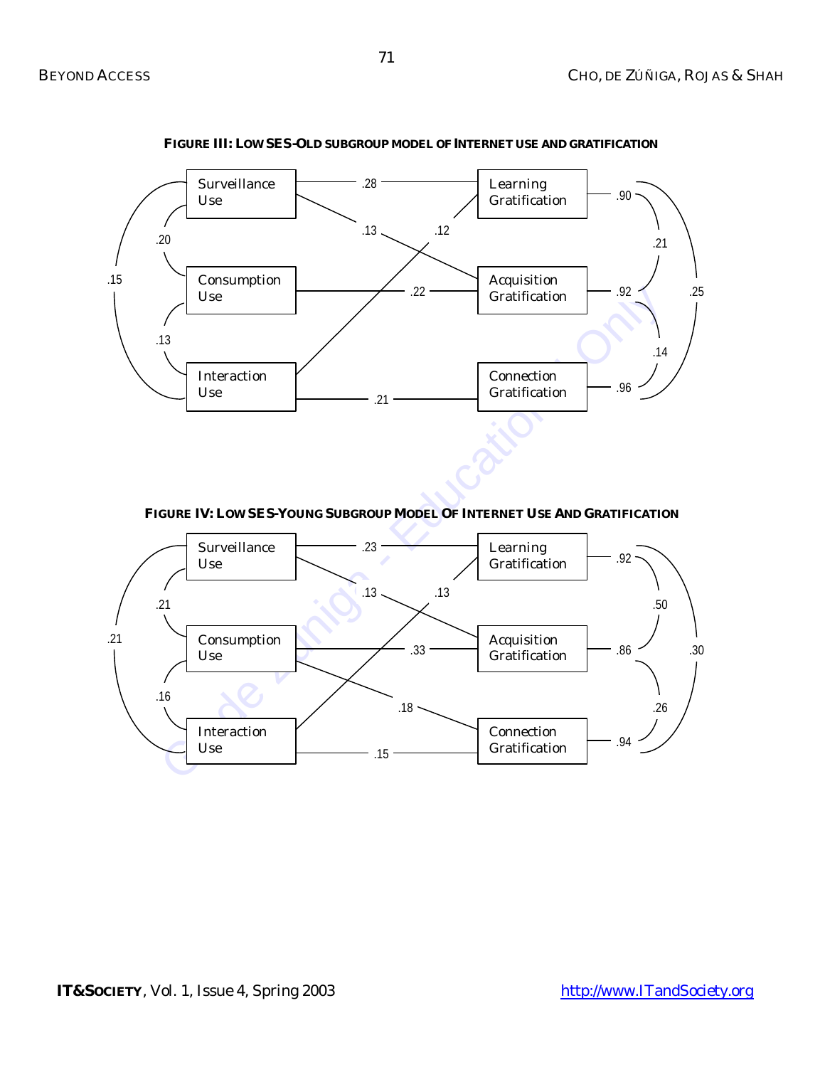**FIGURE III: LOW SES-OLD SUBGROUP MODEL OF INTERNET USE AND GRATIFICATION**

Surveillance Use | Learning Gratification | .28 | .90
Consumption Use | Acquisition Gratification | .13 | .12 | .22 | .92
Interaction Use | Connection Gratification | .21 | .96
.20 | .13 | .15 | .21 | .14 | .25

**FIGURE IV: LOW SES-YOUNG SUBGROUP MODEL OF INTERNET USE AND GRATIFICATION**

Surveillance Use | Learning Gratification | .23 | .92
Consumption Use | Acquisition Gratification | .13 | .13 | .33 | .86
Interaction Use | Connection Gratification | .18 | .15 | .94
.21 | .16 | .21 | .50 | .26 | .30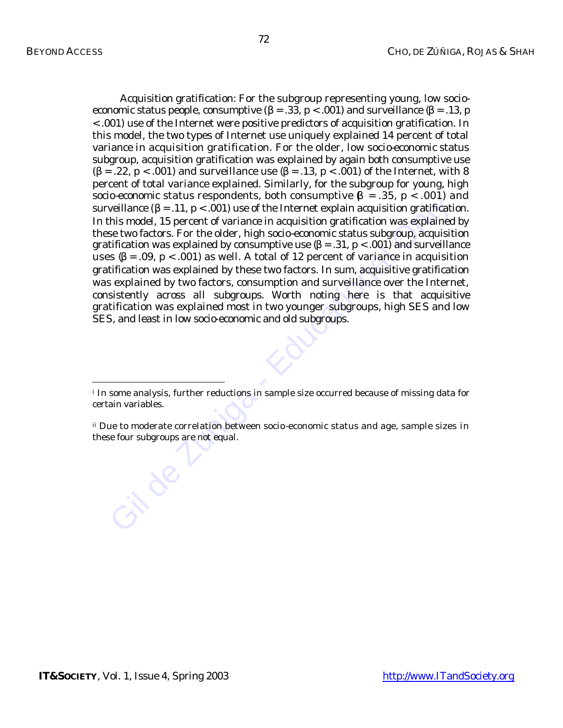Acquisition gratification: For the subgroup representing young, low socio-economic status people, consumptive ($\beta = .33$, $p < .001$) and surveillance ($\beta = .13$, $p < .001$) use of the Internet were positive predictors of acquisition gratification. In this model, the two types of Internet use uniquely explained 14 percent of total variance in acquisition gratification. For the older, low socio-economic status subgroup, acquisition gratification was explained by again both consumptive use ($\beta = .22$, $p < .001$) and surveillance use ($\beta = .13$, $p < .001$) of the Internet, with 8 percent of total variance explained. Similarly, for the subgroup for young, high socio-economic status respondents, both consumptive ($\beta = .35$, $p < .001$) and surveillance ($\beta = .11$, $p < .001$) use of the Internet explain acquisition gratification. In this model, 15 percent of variance in acquisition gratification was explained by these two factors. For the older, high socio-economic status subgroup, acquisition gratification was explained by consumptive use ($\beta = .31$, $p < .001$) and surveillance uses ($\beta = .09$, $p < .001$) as well. A total of 12 percent of variance in acquisition gratification was explained by these two factors. In sum, acquisitive gratification was explained by two factors, consumption and surveillance over the Internet, consistently across all subgroups. Worth noting here is that acquisitive gratification was explained most in two younger subgroups, high SES and low SES, and least in low socio-economic and old subgroups.

---

[i] In some analysis, further reductions in sample size occurred because of missing data for certain variables.

[ii] Due to moderate correlation between socio-economic status and age, sample sizes in these four subgroups are not equal.